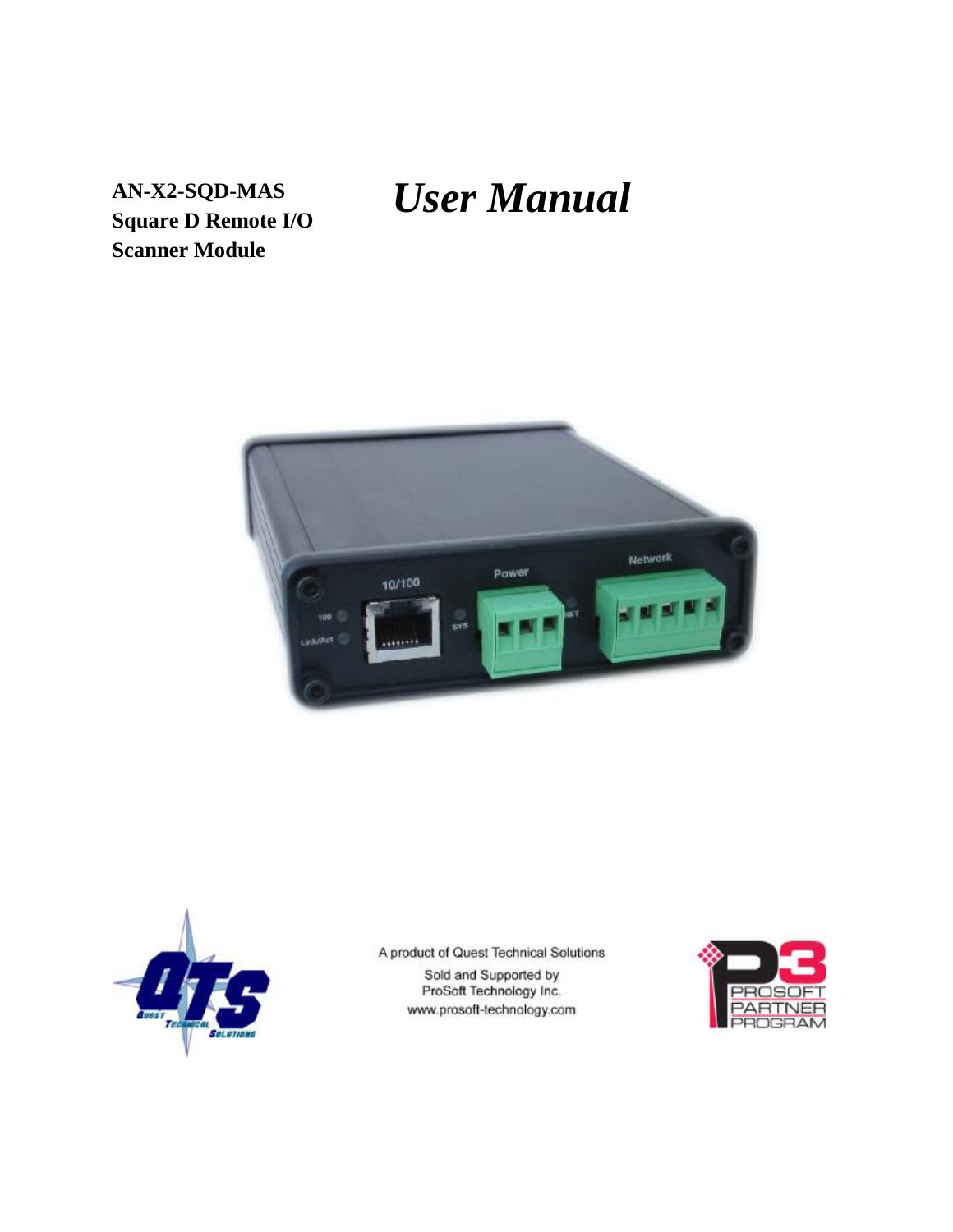**AN-X2-SQD-MAS**
**Square D Remote I/O**
**Scanner Module**

# *User Manual*

A product of Quest Technical Solutions

Sold and Supported by
ProSoft Technology Inc.
www.prosoft-technology.com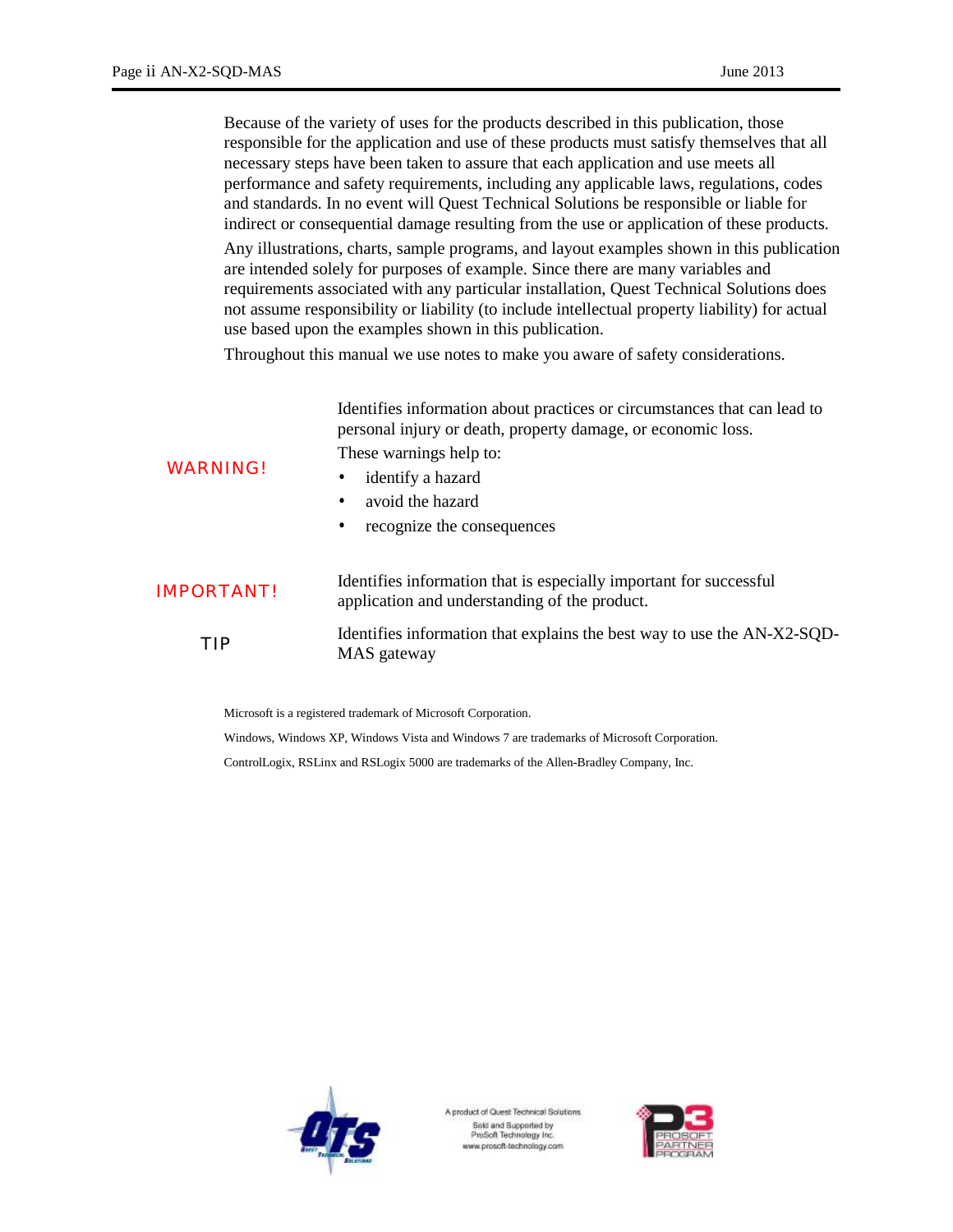Because of the variety of uses for the products described in this publication, those responsible for the application and use of these products must satisfy themselves that all necessary steps have been taken to assure that each application and use meets all performance and safety requirements, including any applicable laws, regulations, codes and standards. In no event will Quest Technical Solutions be responsible or liable for indirect or consequential damage resulting from the use or application of these products.

Any illustrations, charts, sample programs, and layout examples shown in this publication are intended solely for purposes of example. Since there are many variables and requirements associated with any particular installation, Quest Technical Solutions does not assume responsibility or liability (to include intellectual property liability) for actual use based upon the examples shown in this publication.

Throughout this manual we use notes to make you aware of safety considerations.

**WARNING!**

Identifies information about practices or circumstances that can lead to personal injury or death, property damage, or economic loss.

These warnings help to:

- identify a hazard
- avoid the hazard
- recognize the consequences

**IMPORTANT!**

Identifies information that is especially important for successful application and understanding of the product.

**TIP**

Identifies information that explains the best way to use the AN-X2-SQD-MAS gateway

Microsoft is a registered trademark of Microsoft Corporation.

Windows, Windows XP, Windows Vista and Windows 7 are trademarks of Microsoft Corporation.

ControlLogix, RSLinx and RSLogix 5000 are trademarks of the Allen-Bradley Company, Inc.

A product of Quest Technical Solutions
Sold and Supported by
ProSoft Technology Inc.
www.prosoft-technology.com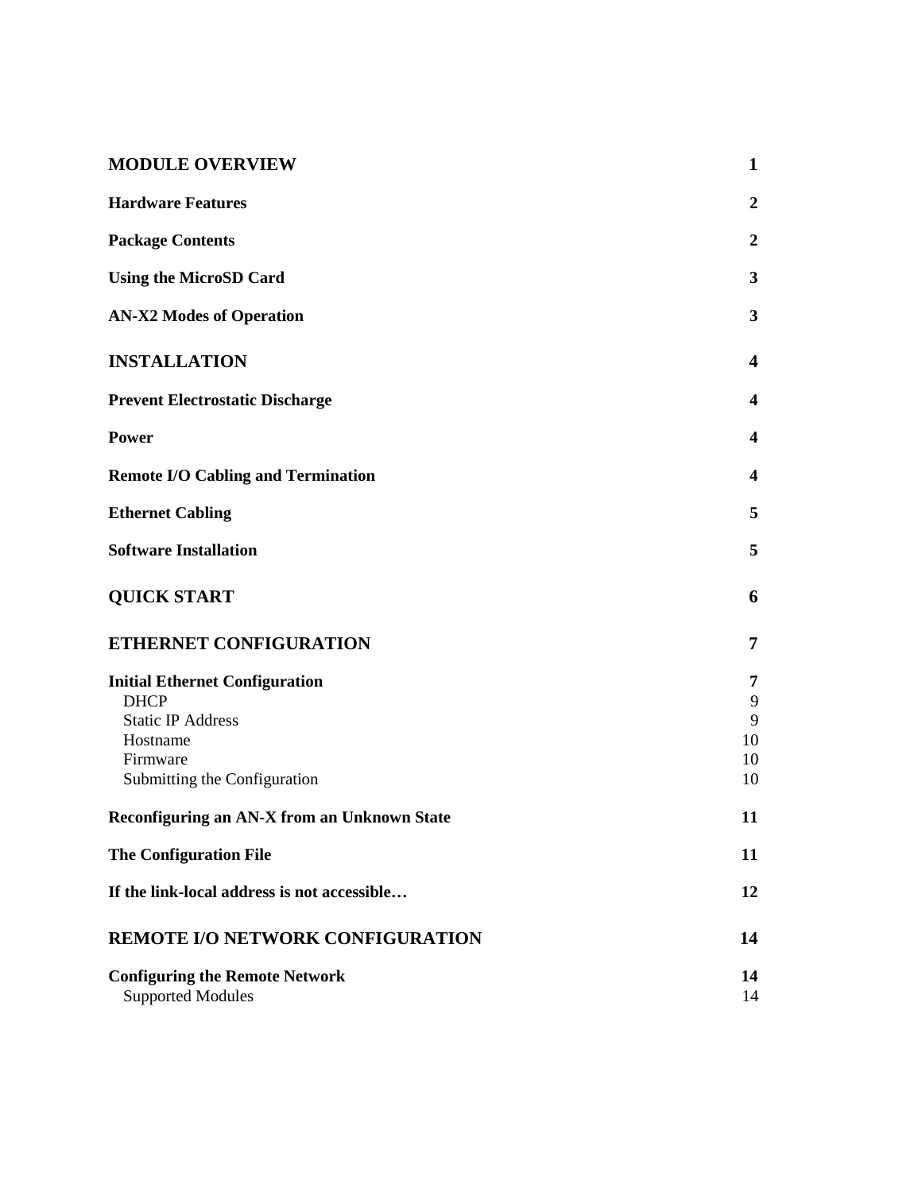| | |
|---|---|
| **MODULE OVERVIEW** | **1** |
| **Hardware Features** | **2** |
| **Package Contents** | **2** |
| **Using the MicroSD Card** | **3** |
| **AN-X2 Modes of Operation** | **3** |
| **INSTALLATION** | **4** |
| **Prevent Electrostatic Discharge** | **4** |
| **Power** | **4** |
| **Remote I/O Cabling and Termination** | **4** |
| **Ethernet Cabling** | **5** |
| **Software Installation** | **5** |
| **QUICK START** | **6** |
| **ETHERNET CONFIGURATION** | **7** |
| **Initial Ethernet Configuration** | **7** |
| DHCP | 9 |
| Static IP Address | 9 |
| Hostname | 10 |
| Firmware | 10 |
| Submitting the Configuration | 10 |
| **Reconfiguring an AN-X from an Unknown State** | **11** |
| **The Configuration File** | **11** |
| **If the link-local address is not accessible…** | **12** |
| **REMOTE I/O NETWORK CONFIGURATION** | **14** |
| **Configuring the Remote Network** | **14** |
| Supported Modules | 14 |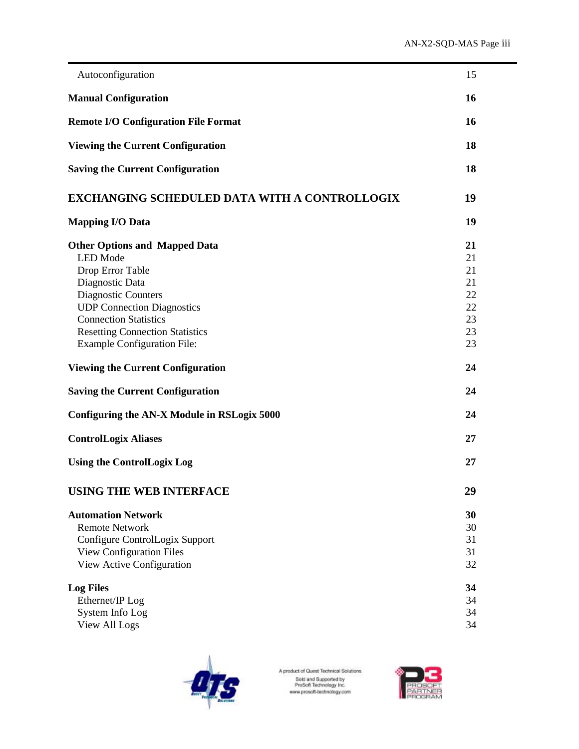| | |
|---|---|
| Autoconfiguration | 15 |
| **Manual Configuration** | **16** |
| **Remote I/O Configuration File Format** | **16** |
| **Viewing the Current Configuration** | **18** |
| **Saving the Current Configuration** | **18** |
| **EXCHANGING SCHEDULED DATA WITH A CONTROLLOGIX** | **19** |
| **Mapping I/O Data** | **19** |
| **Other Options and Mapped Data** | **21** |
| LED Mode | 21 |
| Drop Error Table | 21 |
| Diagnostic Data | 21 |
| Diagnostic Counters | 22 |
| UDP Connection Diagnostics | 22 |
| Connection Statistics | 23 |
| Resetting Connection Statistics | 23 |
| Example Configuration File: | 23 |
| **Viewing the Current Configuration** | **24** |
| **Saving the Current Configuration** | **24** |
| **Configuring the AN-X Module in RSLogix 5000** | **24** |
| **ControlLogix Aliases** | **27** |
| **Using the ControlLogix Log** | **27** |
| **USING THE WEB INTERFACE** | **29** |
| **Automation Network** | **30** |
| Remote Network | 30 |
| Configure ControlLogix Support | 31 |
| View Configuration Files | 31 |
| View Active Configuration | 32 |
| **Log Files** | **34** |
| Ethernet/IP Log | 34 |
| System Info Log | 34 |
| View All Logs | 34 |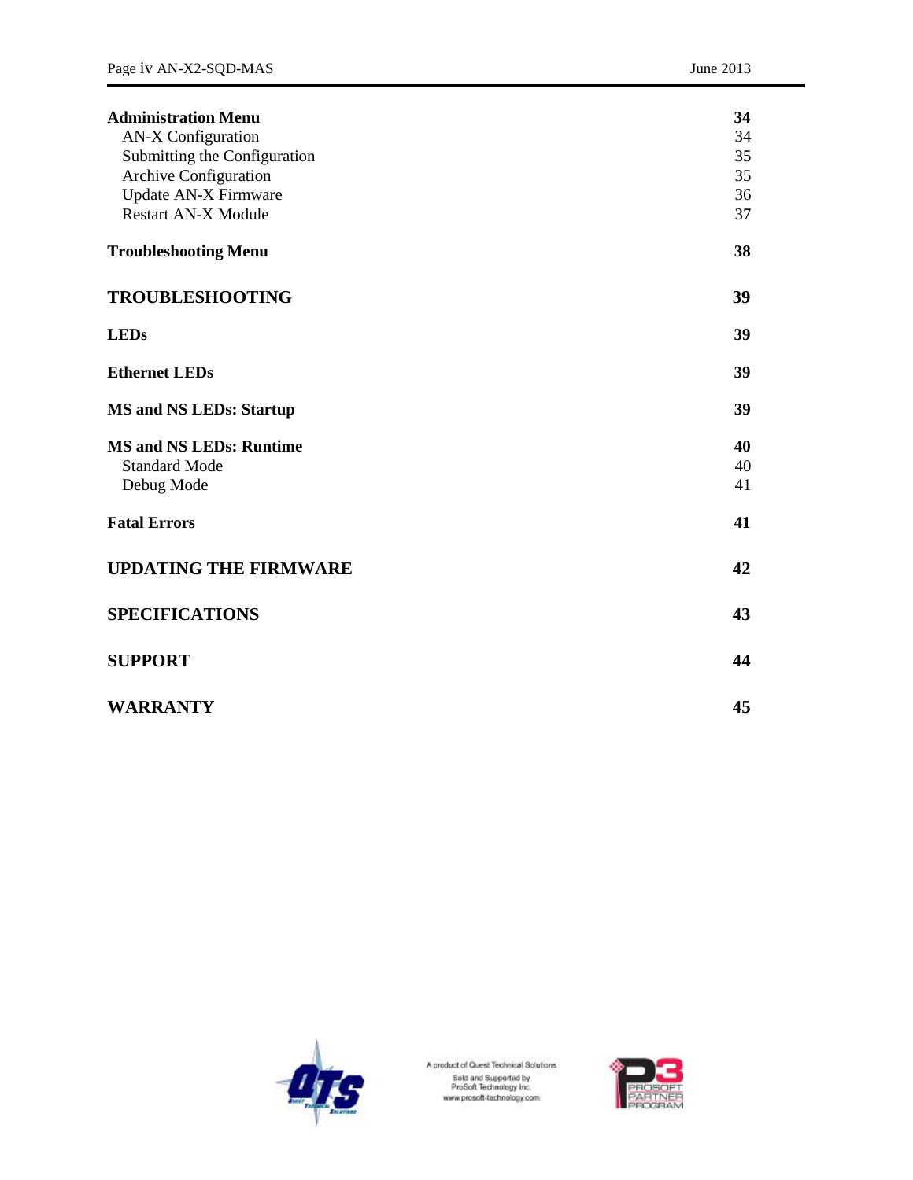| | |
|---|---|
| **Administration Menu** | **34** |
| AN-X Configuration | 34 |
| Submitting the Configuration | 35 |
| Archive Configuration | 35 |
| Update AN-X Firmware | 36 |
| Restart AN-X Module | 37 |
| **Troubleshooting Menu** | **38** |
| **TROUBLESHOOTING** | **39** |
| **LEDs** | **39** |
| **Ethernet LEDs** | **39** |
| **MS and NS LEDs: Startup** | **39** |
| **MS and NS LEDs: Runtime** | **40** |
| Standard Mode | 40 |
| Debug Mode | 41 |
| **Fatal Errors** | **41** |
| **UPDATING THE FIRMWARE** | **42** |
| **SPECIFICATIONS** | **43** |
| **SUPPORT** | **44** |
| **WARRANTY** | **45** |

A product of Quest Technical Solutions
Sold and Supported by
ProSoft Technology Inc.
www.prosoft-technology.com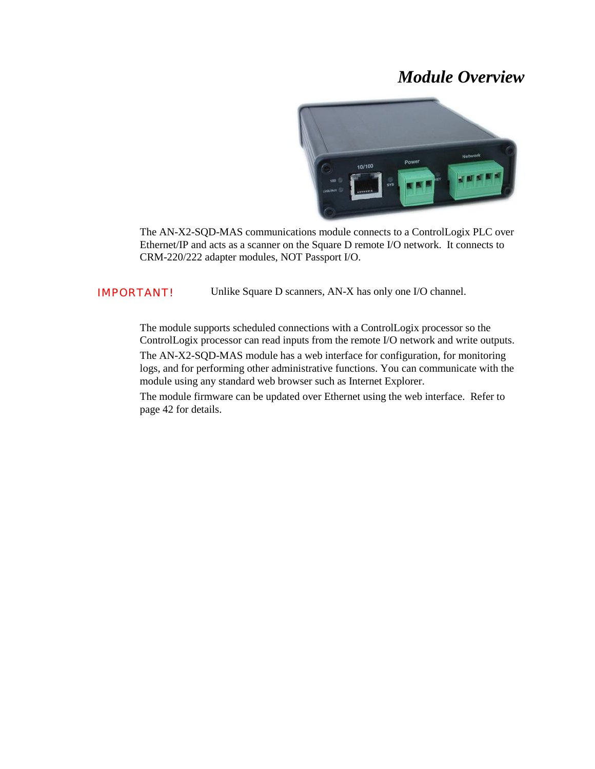# *Module Overview*

The AN-X2-SQD-MAS communications module connects to a ControlLogix PLC over Ethernet/IP and acts as a scanner on the Square D remote I/O network. It connects to CRM-220/222 adapter modules, NOT Passport I/O.

IMPORTANT! Unlike Square D scanners, AN-X has only one I/O channel.

The module supports scheduled connections with a ControlLogix processor so the ControlLogix processor can read inputs from the remote I/O network and write outputs.

The AN-X2-SQD-MAS module has a web interface for configuration, for monitoring logs, and for performing other administrative functions. You can communicate with the module using any standard web browser such as Internet Explorer.

The module firmware can be updated over Ethernet using the web interface. Refer to page 42 for details.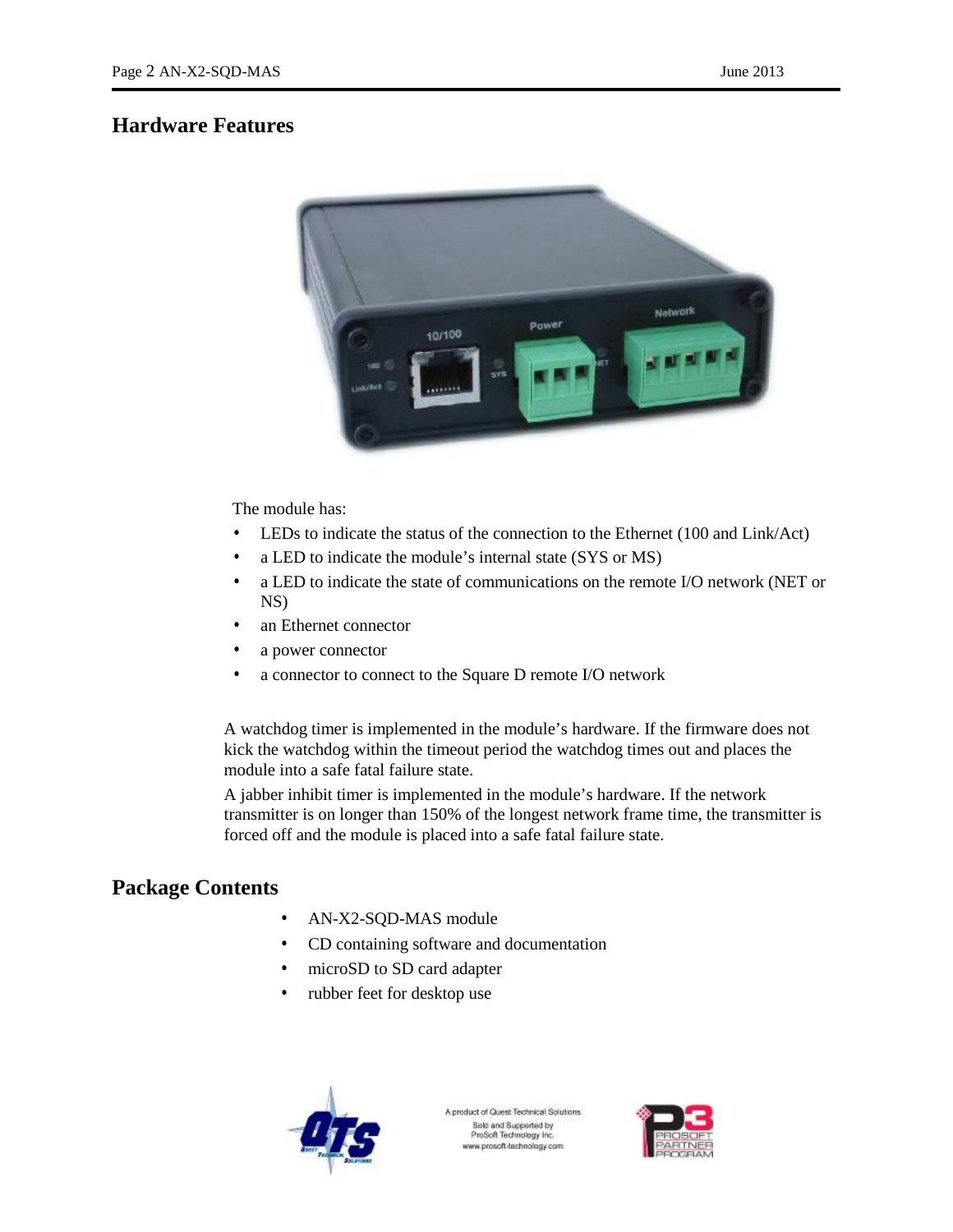## Hardware Features

The module has:

- LEDs to indicate the status of the connection to the Ethernet (100 and Link/Act)
- a LED to indicate the module's internal state (SYS or MS)
- a LED to indicate the state of communications on the remote I/O network (NET or NS)
- an Ethernet connector
- a power connector
- a connector to connect to the Square D remote I/O network

A watchdog timer is implemented in the module's hardware. If the firmware does not kick the watchdog within the timeout period the watchdog times out and places the module into a safe fatal failure state.

A jabber inhibit timer is implemented in the module's hardware. If the network transmitter is on longer than 150% of the longest network frame time, the transmitter is forced off and the module is placed into a safe fatal failure state.

## Package Contents

- AN-X2-SQD-MAS module
- CD containing software and documentation
- microSD to SD card adapter
- rubber feet for desktop use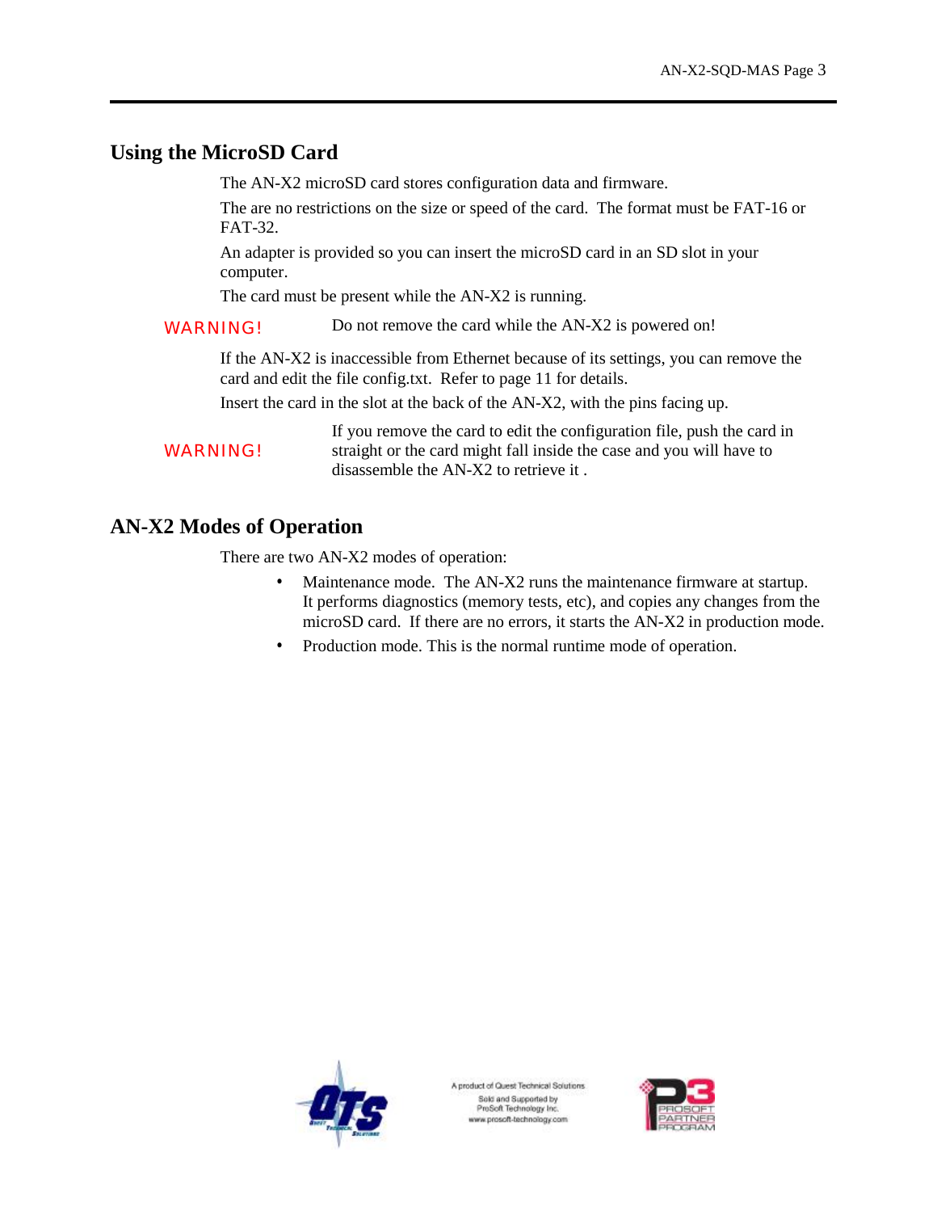## Using the MicroSD Card

The AN-X2 microSD card stores configuration data and firmware.

The are no restrictions on the size or speed of the card. The format must be FAT-16 or FAT-32.

An adapter is provided so you can insert the microSD card in an SD slot in your computer.

The card must be present while the AN-X2 is running.

**WARNING!** Do not remove the card while the AN-X2 is powered on!

If the AN-X2 is inaccessible from Ethernet because of its settings, you can remove the card and edit the file config.txt. Refer to page 11 for details.

Insert the card in the slot at the back of the AN-X2, with the pins facing up.

**WARNING!** If you remove the card to edit the configuration file, push the card in straight or the card might fall inside the case and you will have to disassemble the AN-X2 to retrieve it .

## AN-X2 Modes of Operation

There are two AN-X2 modes of operation:

- Maintenance mode. The AN-X2 runs the maintenance firmware at startup. It performs diagnostics (memory tests, etc), and copies any changes from the microSD card. If there are no errors, it starts the AN-X2 in production mode.
- Production mode. This is the normal runtime mode of operation.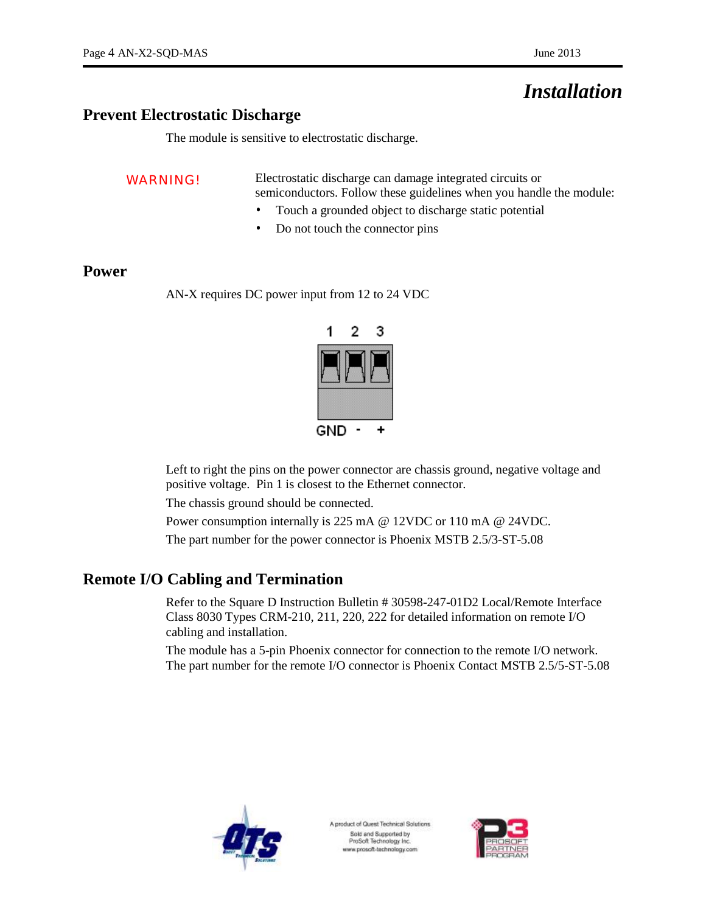# Installation

## Prevent Electrostatic Discharge

The module is sensitive to electrostatic discharge.

**WARNING!** Electrostatic discharge can damage integrated circuits or semiconductors. Follow these guidelines when you handle the module:

- Touch a grounded object to discharge static potential
- Do not touch the connector pins

## Power

AN-X requires DC power input from 12 to 24 VDC

Left to right the pins on the power connector are chassis ground, negative voltage and positive voltage. Pin 1 is closest to the Ethernet connector.

The chassis ground should be connected.

Power consumption internally is 225 mA @ 12VDC or 110 mA @ 24VDC.

The part number for the power connector is Phoenix MSTB 2.5/3-ST-5.08

## Remote I/O Cabling and Termination

Refer to the Square D Instruction Bulletin # 30598-247-01D2 Local/Remote Interface Class 8030 Types CRM-210, 211, 220, 222 for detailed information on remote I/O cabling and installation.

The module has a 5-pin Phoenix connector for connection to the remote I/O network. The part number for the remote I/O connector is Phoenix Contact MSTB 2.5/5-ST-5.08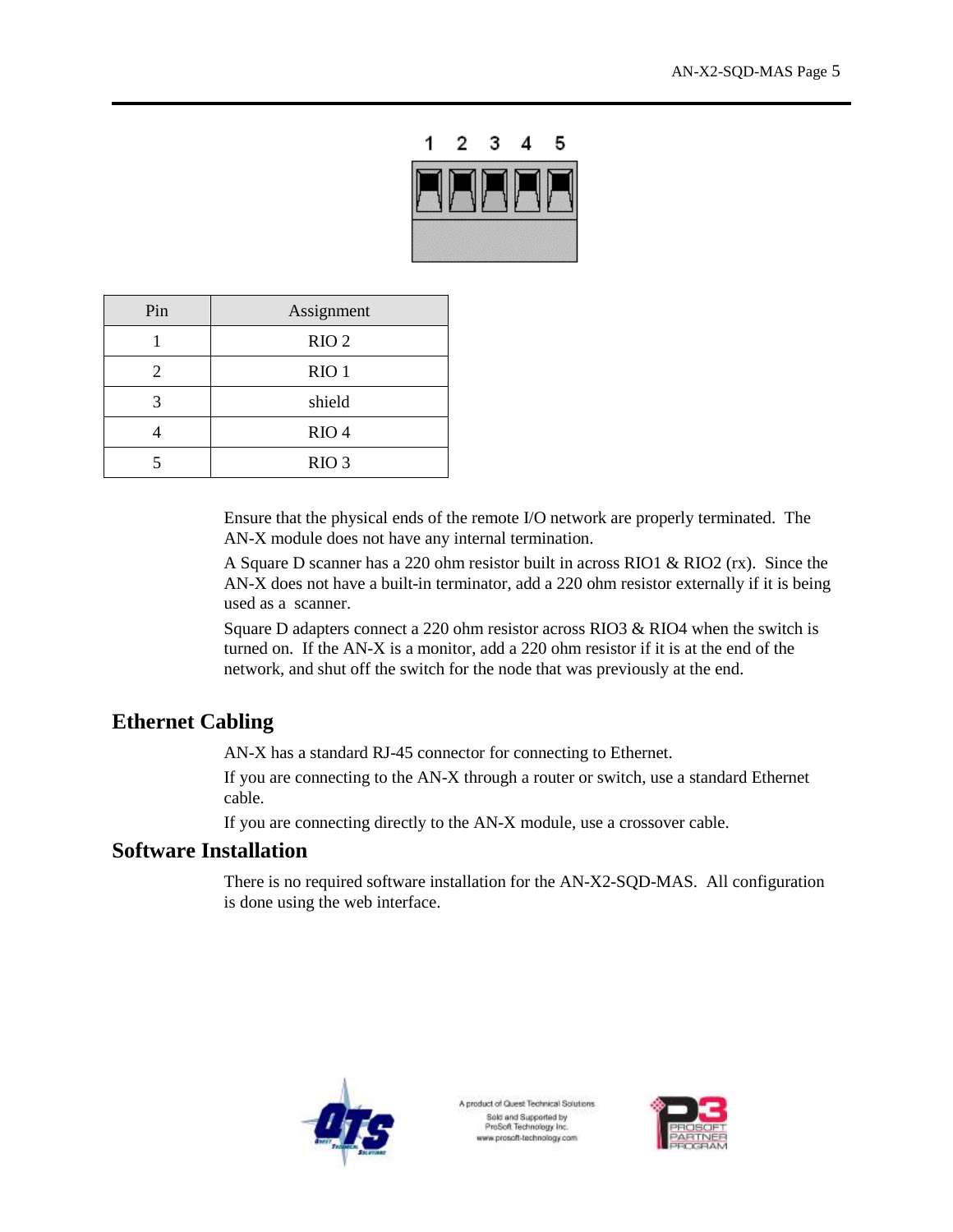| Pin | Assignment |
| --- | --- |
| 1 | RIO 2 |
| 2 | RIO 1 |
| 3 | shield |
| 4 | RIO 4 |
| 5 | RIO 3 |

Ensure that the physical ends of the remote I/O network are properly terminated. The AN-X module does not have any internal termination.

A Square D scanner has a 220 ohm resistor built in across RIO1 & RIO2 (rx). Since the AN-X does not have a built-in terminator, add a 220 ohm resistor externally if it is being used as a scanner.

Square D adapters connect a 220 ohm resistor across RIO3 & RIO4 when the switch is turned on. If the AN-X is a monitor, add a 220 ohm resistor if it is at the end of the network, and shut off the switch for the node that was previously at the end.

## Ethernet Cabling

AN-X has a standard RJ-45 connector for connecting to Ethernet.

If you are connecting to the AN-X through a router or switch, use a standard Ethernet cable.

If you are connecting directly to the AN-X module, use a crossover cable.

## Software Installation

There is no required software installation for the AN-X2-SQD-MAS. All configuration is done using the web interface.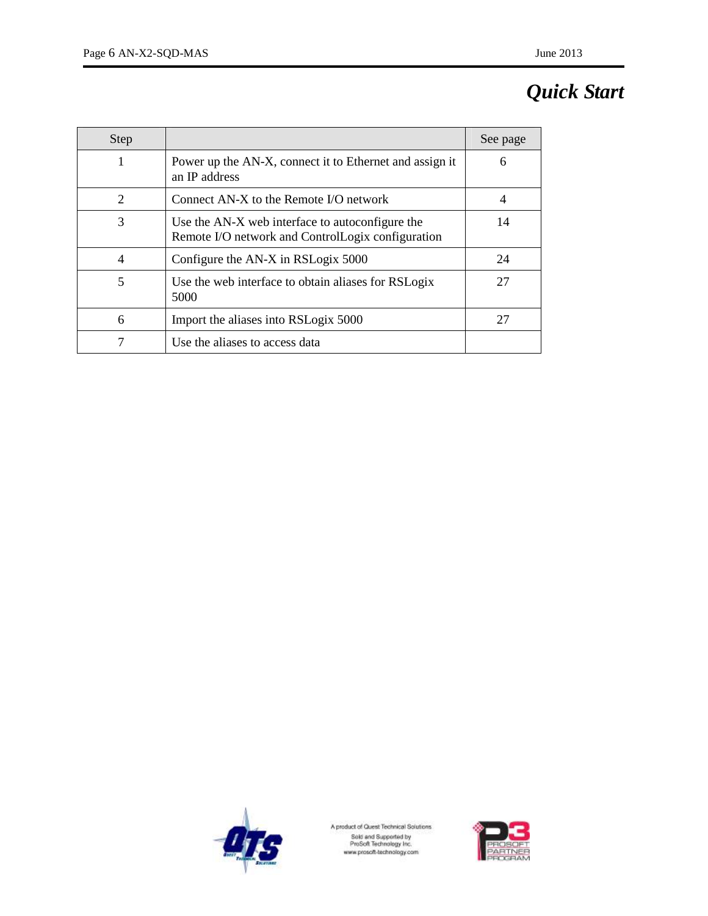# *Quick Start*

| Step | | See page |
|---|---|---|
| 1 | Power up the AN-X, connect it to Ethernet and assign it an IP address | 6 |
| 2 | Connect AN-X to the Remote I/O network | 4 |
| 3 | Use the AN-X web interface to autoconfigure the Remote I/O network and ControlLogix configuration | 14 |
| 4 | Configure the AN-X in RSLogix 5000 | 24 |
| 5 | Use the web interface to obtain aliases for RSLogix 5000 | 27 |
| 6 | Import the aliases into RSLogix 5000 | 27 |
| 7 | Use the aliases to access data | |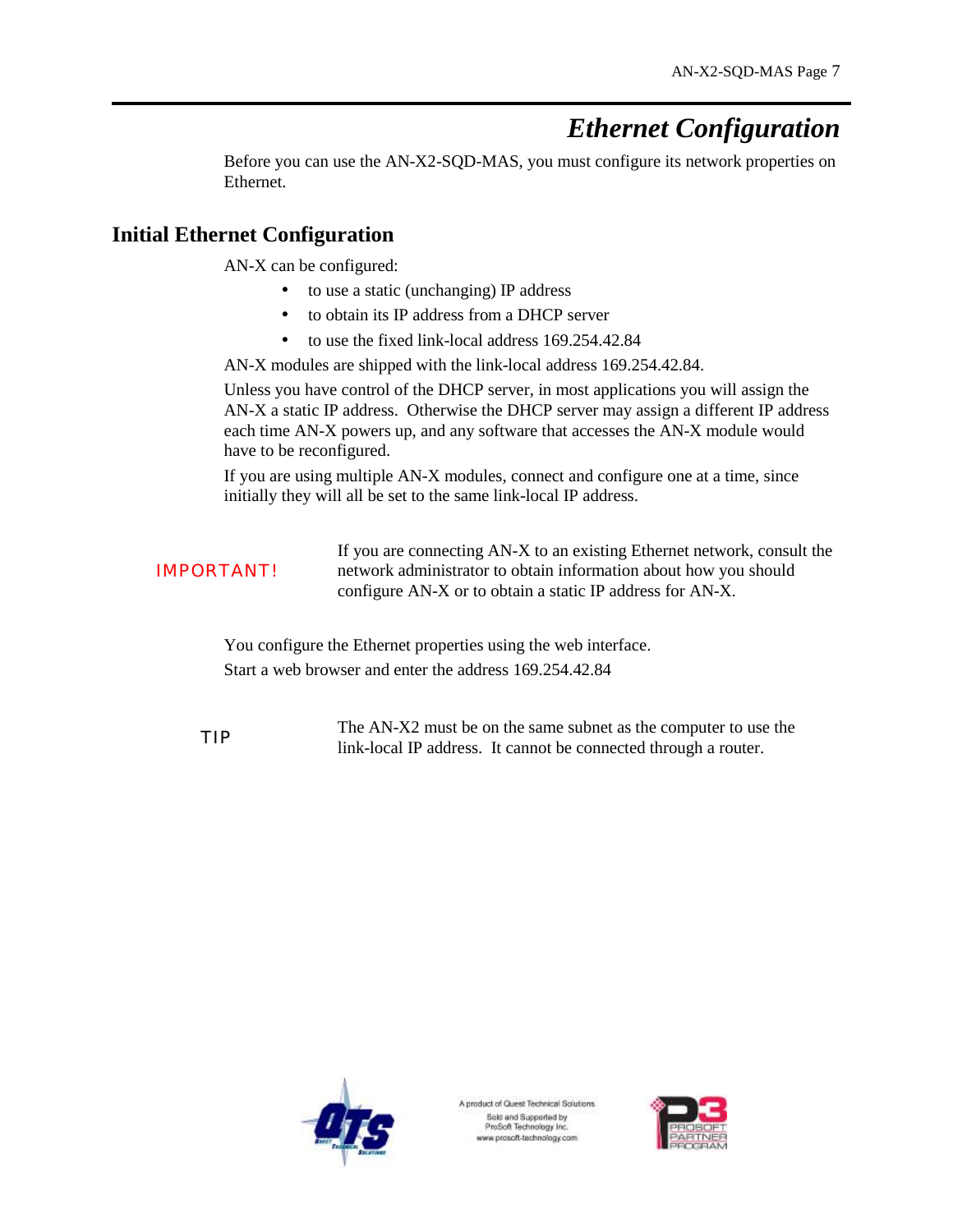# Ethernet Configuration

Before you can use the AN-X2-SQD-MAS, you must configure its network properties on Ethernet.

## Initial Ethernet Configuration

AN-X can be configured:

- to use a static (unchanging) IP address
- to obtain its IP address from a DHCP server
- to use the fixed link-local address 169.254.42.84

AN-X modules are shipped with the link-local address 169.254.42.84.

Unless you have control of the DHCP server, in most applications you will assign the AN-X a static IP address. Otherwise the DHCP server may assign a different IP address each time AN-X powers up, and any software that accesses the AN-X module would have to be reconfigured.

If you are using multiple AN-X modules, connect and configure one at a time, since initially they will all be set to the same link-local IP address.

**IMPORTANT!** If you are connecting AN-X to an existing Ethernet network, consult the network administrator to obtain information about how you should configure AN-X or to obtain a static IP address for AN-X.

You configure the Ethernet properties using the web interface.

Start a web browser and enter the address 169.254.42.84

**TIP** The AN-X2 must be on the same subnet as the computer to use the link-local IP address. It cannot be connected through a router.

A product of Quest Technical Solutions
Sold and Supported by
ProSoft Technology Inc.
www.prosoft-technology.com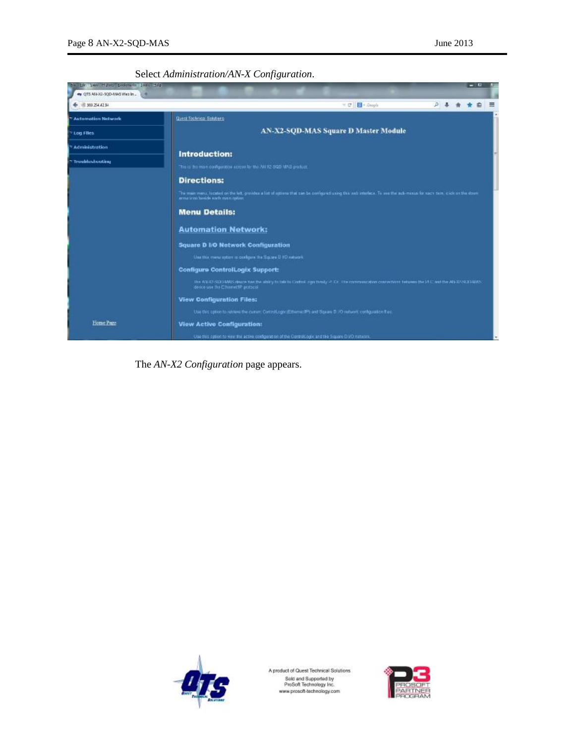Select *Administration/AN-X Configuration*.

The *AN-X2 Configuration* page appears.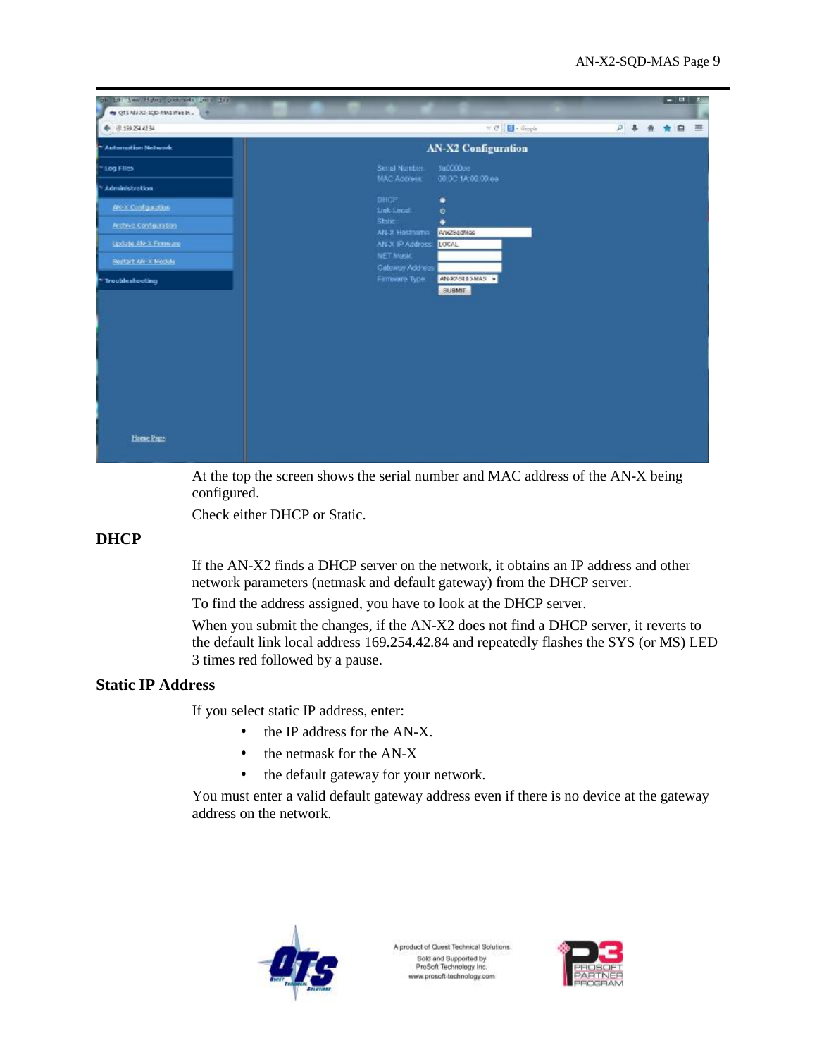At the top the screen shows the serial number and MAC address of the AN-X being configured.

Check either DHCP or Static.

## DHCP

If the AN-X2 finds a DHCP server on the network, it obtains an IP address and other network parameters (netmask and default gateway) from the DHCP server.

To find the address assigned, you have to look at the DHCP server.

When you submit the changes, if the AN-X2 does not find a DHCP server, it reverts to the default link local address 169.254.42.84 and repeatedly flashes the SYS (or MS) LED 3 times red followed by a pause.

## Static IP Address

If you select static IP address, enter:

- the IP address for the AN-X.
- the netmask for the AN-X
- the default gateway for your network.

You must enter a valid default gateway address even if there is no device at the gateway address on the network.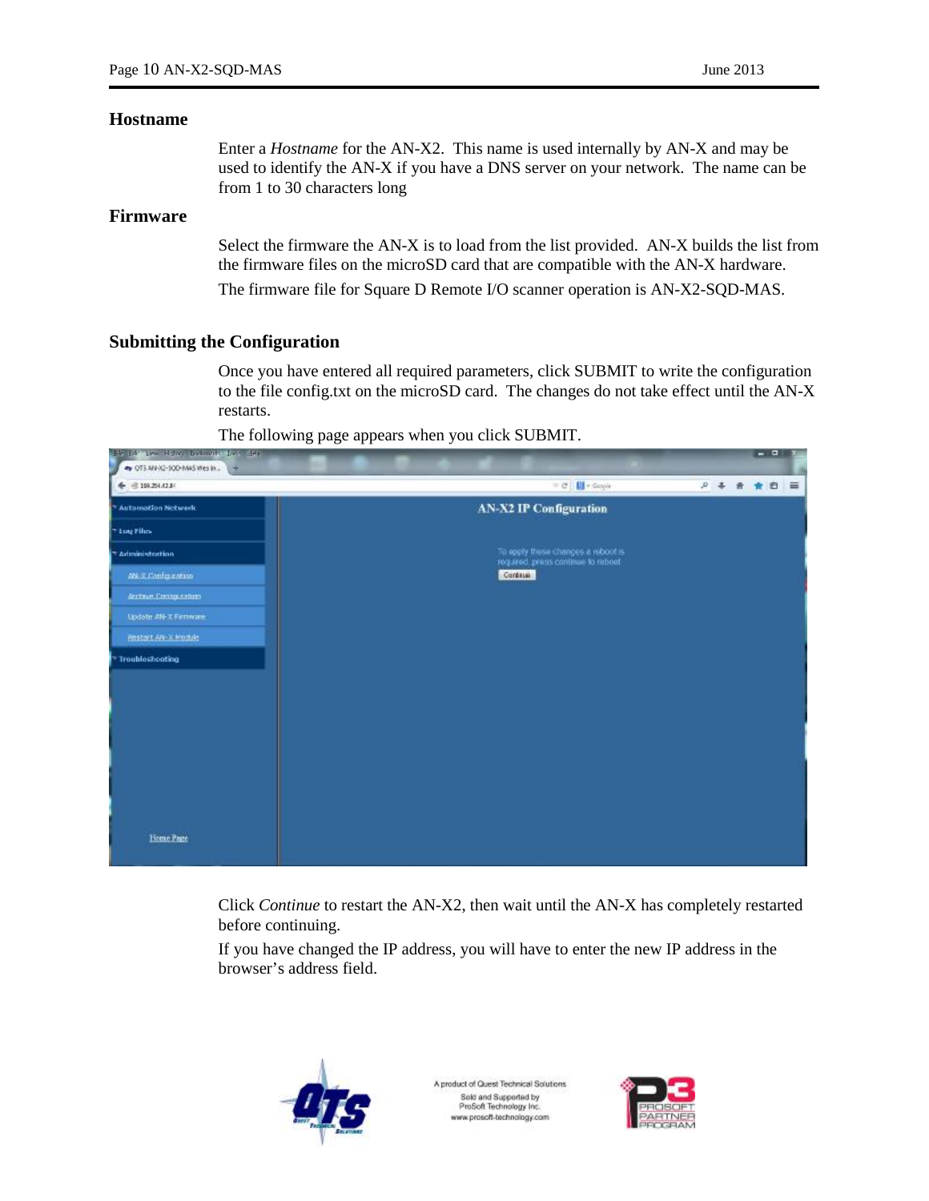### Hostname

Enter a *Hostname* for the AN-X2. This name is used internally by AN-X and may be used to identify the AN-X if you have a DNS server on your network. The name can be from 1 to 30 characters long

### Firmware

Select the firmware the AN-X is to load from the list provided. AN-X builds the list from the firmware files on the microSD card that are compatible with the AN-X hardware.

The firmware file for Square D Remote I/O scanner operation is AN-X2-SQD-MAS.

## Submitting the Configuration

Once you have entered all required parameters, click SUBMIT to write the configuration to the file config.txt on the microSD card. The changes do not take effect until the AN-X restarts.

The following page appears when you click SUBMIT.

Click *Continue* to restart the AN-X2, then wait until the AN-X has completely restarted before continuing.

If you have changed the IP address, you will have to enter the new IP address in the browser's address field.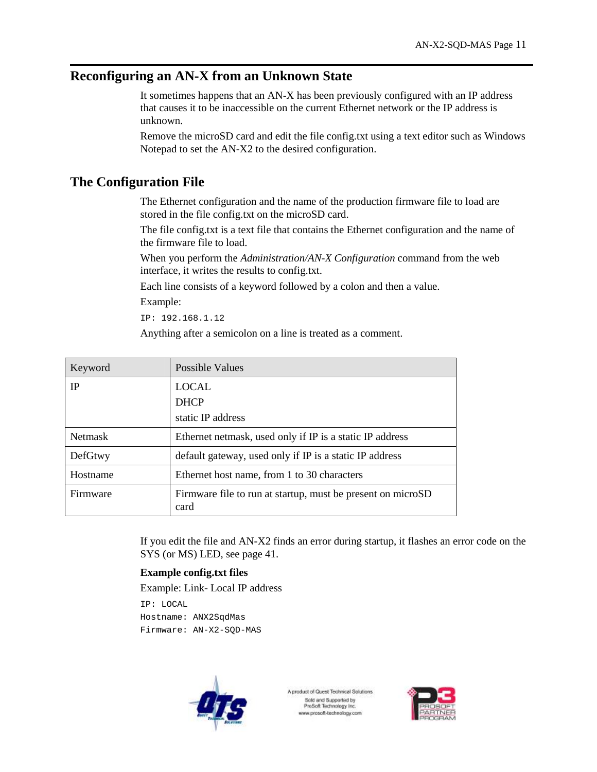## Reconfiguring an AN-X from an Unknown State

It sometimes happens that an AN-X has been previously configured with an IP address that causes it to be inaccessible on the current Ethernet network or the IP address is unknown.

Remove the microSD card and edit the file config.txt using a text editor such as Windows Notepad to set the AN-X2 to the desired configuration.

## The Configuration File

The Ethernet configuration and the name of the production firmware file to load are stored in the file config.txt on the microSD card.

The file config.txt is a text file that contains the Ethernet configuration and the name of the firmware file to load.

When you perform the *Administration/AN-X Configuration* command from the web interface, it writes the results to config.txt.

Each line consists of a keyword followed by a colon and then a value.

Example:

```
IP: 192.168.1.12
```

Anything after a semicolon on a line is treated as a comment.

| Keyword | Possible Values |
|---|---|
| IP | LOCAL<br>DHCP<br>static IP address |
| Netmask | Ethernet netmask, used only if IP is a static IP address |
| DefGtwy | default gateway, used only if IP is a static IP address |
| Hostname | Ethernet host name, from 1 to 30 characters |
| Firmware | Firmware file to run at startup, must be present on microSD card |

If you edit the file and AN-X2 finds an error during startup, it flashes an error code on the SYS (or MS) LED, see page 41.

**Example config.txt files**

Example: Link- Local IP address

```
IP: LOCAL
Hostname: ANX2SqdMas
Firmware: AN-X2-SQD-MAS
```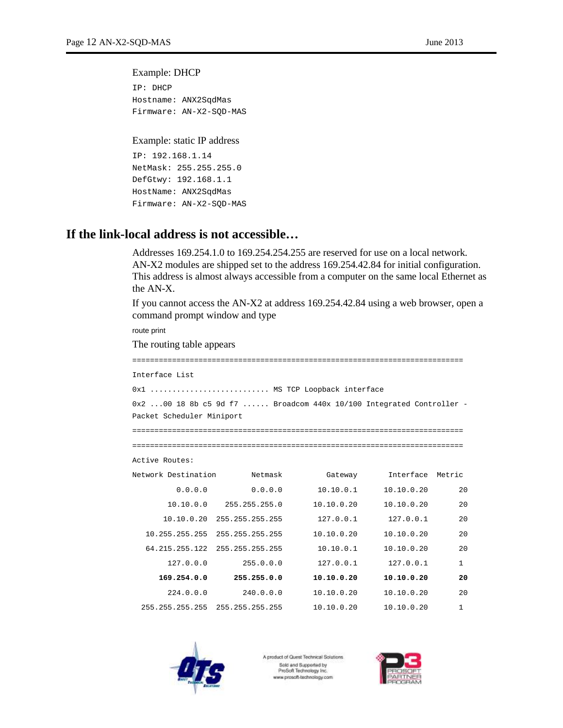Example: DHCP

```
IP: DHCP
Hostname: ANX2SqdMas
Firmware: AN-X2-SQD-MAS
```

Example: static IP address

```
IP: 192.168.1.14
NetMask: 255.255.255.0
DefGtwy: 192.168.1.1
HostName: ANX2SqdMas
Firmware: AN-X2-SQD-MAS
```

## If the link-local address is not accessible…

Addresses 169.254.1.0 to 169.254.254.255 are reserved for use on a local network. AN-X2 modules are shipped set to the address 169.254.42.84 for initial configuration. This address is almost always accessible from a computer on the same local Ethernet as the AN-X.

If you cannot access the AN-X2 at address 169.254.42.84 using a web browser, open a command prompt window and type

route print

The routing table appears

```
===========================================================================
Interface List
0x1 ........................... MS TCP Loopback interface
0x2 ...00 18 8b c5 9d f7 ...... Broadcom 440x 10/100 Integrated Controller -
Packet Scheduler Miniport
===========================================================================
===========================================================================
Active Routes:
Network Destination        Netmask          Gateway       Interface  Metric
          0.0.0.0          0.0.0.0        10.10.0.1      10.10.0.20      20
        10.10.0.0    255.255.255.0       10.10.0.20      10.10.0.20      20
       10.10.0.20  255.255.255.255        127.0.0.1       127.0.0.1      20
   10.255.255.255  255.255.255.255       10.10.0.20      10.10.0.20      20
   64.215.255.122  255.255.255.255        10.10.0.1      10.10.0.20      20
        127.0.0.0        255.0.0.0        127.0.0.1       127.0.0.1       1
      169.254.0.0      255.255.0.0       10.10.0.20      10.10.0.20      20
        224.0.0.0        240.0.0.0       10.10.0.20      10.10.0.20      20
  255.255.255.255  255.255.255.255       10.10.0.20      10.10.0.20       1
```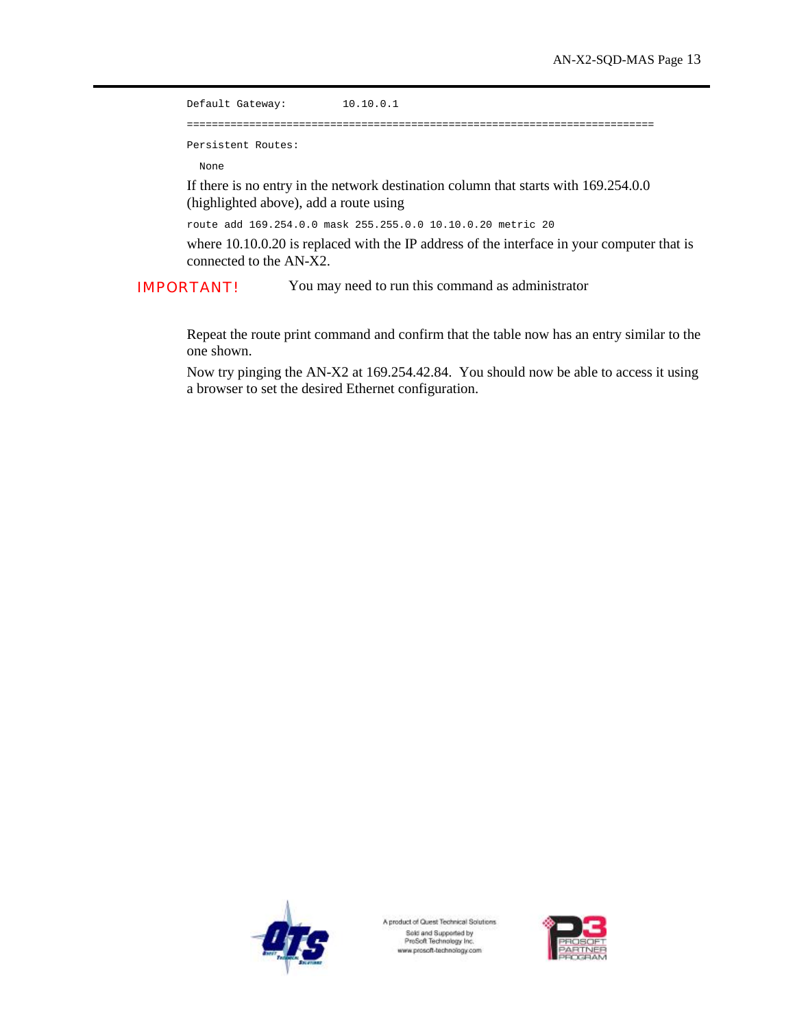```
Default Gateway:         10.10.0.1
===========================================================================
Persistent Routes:
  None
```

If there is no entry in the network destination column that starts with 169.254.0.0 (highlighted above), add a route using

```
route add 169.254.0.0 mask 255.255.0.0 10.10.0.20 metric 20
```

where 10.10.0.20 is replaced with the IP address of the interface in your computer that is connected to the AN-X2.

**IMPORTANT!** You may need to run this command as administrator

Repeat the route print command and confirm that the table now has an entry similar to the one shown.

Now try pinging the AN-X2 at 169.254.42.84. You should now be able to access it using a browser to set the desired Ethernet configuration.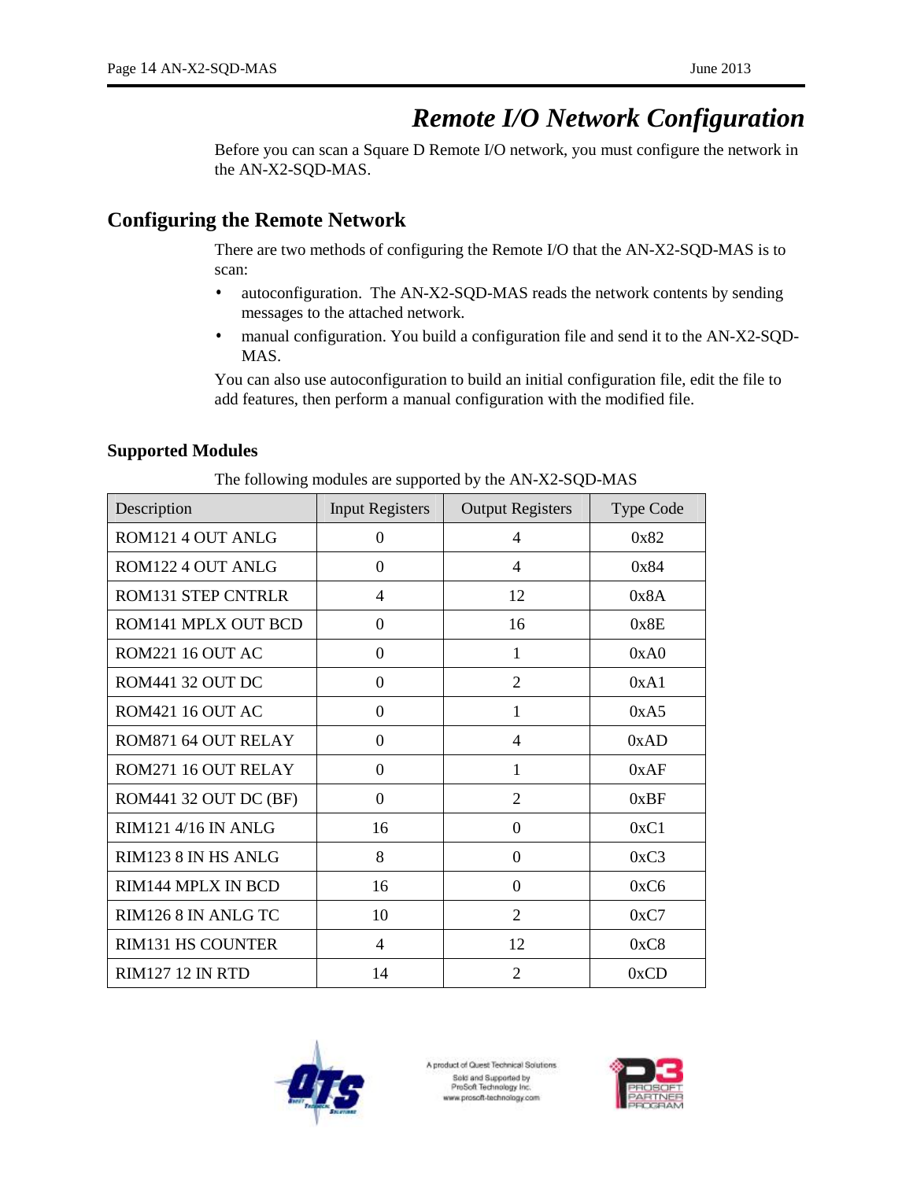# Remote I/O Network Configuration

Before you can scan a Square D Remote I/O network, you must configure the network in the AN-X2-SQD-MAS.

## Configuring the Remote Network

There are two methods of configuring the Remote I/O that the AN-X2-SQD-MAS is to scan:

- autoconfiguration. The AN-X2-SQD-MAS reads the network contents by sending messages to the attached network.
- manual configuration. You build a configuration file and send it to the AN-X2-SQD-MAS.

You can also use autoconfiguration to build an initial configuration file, edit the file to add features, then perform a manual configuration with the modified file.

### Supported Modules

The following modules are supported by the AN-X2-SQD-MAS

| Description | Input Registers | Output Registers | Type Code |
|---|---|---|---|
| ROM121 4 OUT ANLG | 0 | 4 | 0x82 |
| ROM122 4 OUT ANLG | 0 | 4 | 0x84 |
| ROM131 STEP CNTRLR | 4 | 12 | 0x8A |
| ROM141 MPLX OUT BCD | 0 | 16 | 0x8E |
| ROM221 16 OUT AC | 0 | 1 | 0xA0 |
| ROM441 32 OUT DC | 0 | 2 | 0xA1 |
| ROM421 16 OUT AC | 0 | 1 | 0xA5 |
| ROM871 64 OUT RELAY | 0 | 4 | 0xAD |
| ROM271 16 OUT RELAY | 0 | 1 | 0xAF |
| ROM441 32 OUT DC (BF) | 0 | 2 | 0xBF |
| RIM121 4/16 IN ANLG | 16 | 0 | 0xC1 |
| RIM123 8 IN HS ANLG | 8 | 0 | 0xC3 |
| RIM144 MPLX IN BCD | 16 | 0 | 0xC6 |
| RIM126 8 IN ANLG TC | 10 | 2 | 0xC7 |
| RIM131 HS COUNTER | 4 | 12 | 0xC8 |
| RIM127 12 IN RTD | 14 | 2 | 0xCD |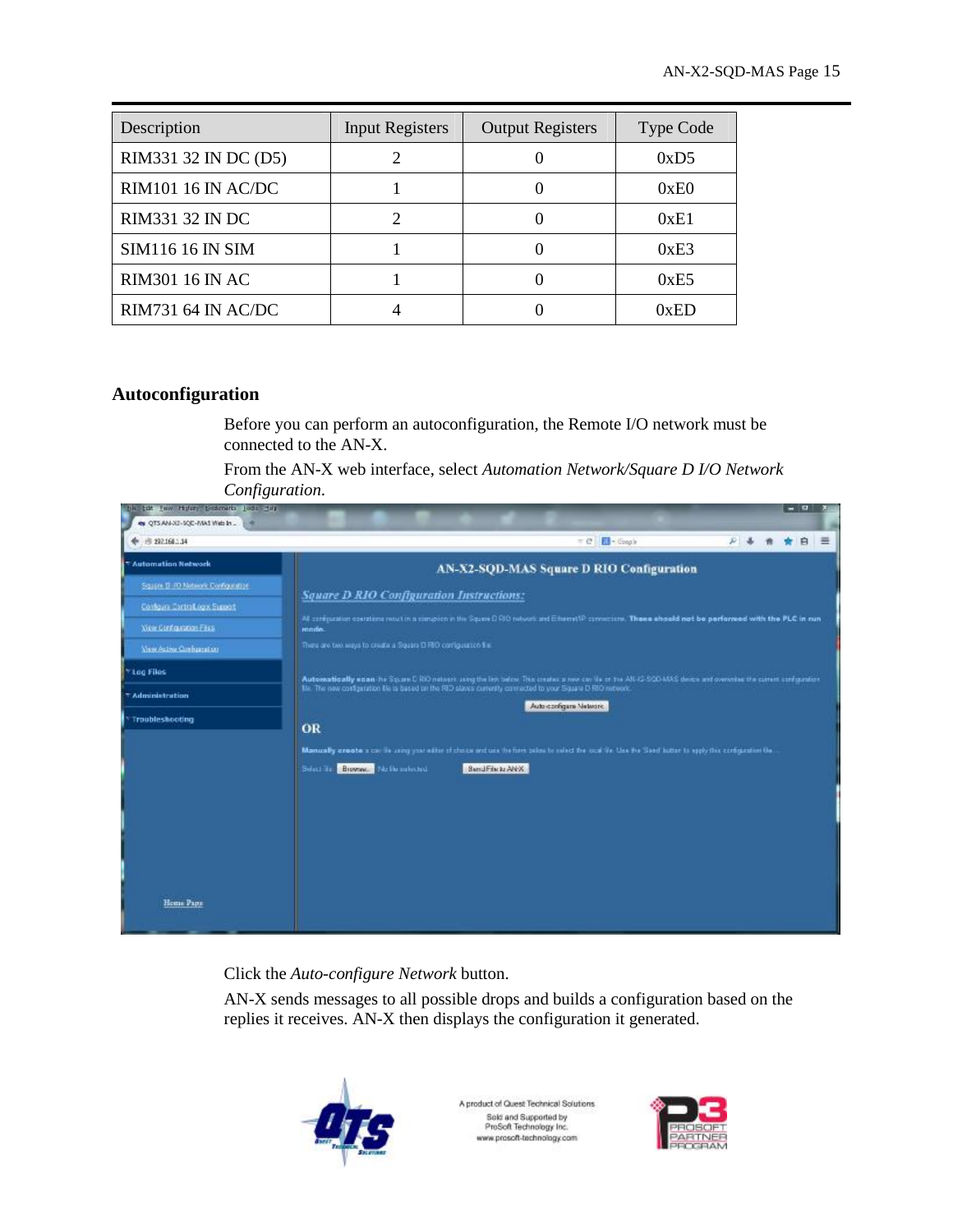| Description | Input Registers | Output Registers | Type Code |
| --- | --- | --- | --- |
| RIM331 32 IN DC (D5) | 2 | 0 | 0xD5 |
| RIM101 16 IN AC/DC | 1 | 0 | 0xE0 |
| RIM331 32 IN DC | 2 | 0 | 0xE1 |
| SIM116 16 IN SIM | 1 | 0 | 0xE3 |
| RIM301 16 IN AC | 1 | 0 | 0xE5 |
| RIM731 64 IN AC/DC | 4 | 0 | 0xED |

## Autoconfiguration

Before you can perform an autoconfiguration, the Remote I/O network must be connected to the AN-X.

From the AN-X web interface, select *Automation Network/Square D I/O Network Configuration*.

Click the *Auto-configure Network* button.

AN-X sends messages to all possible drops and builds a configuration based on the replies it receives. AN-X then displays the configuration it generated.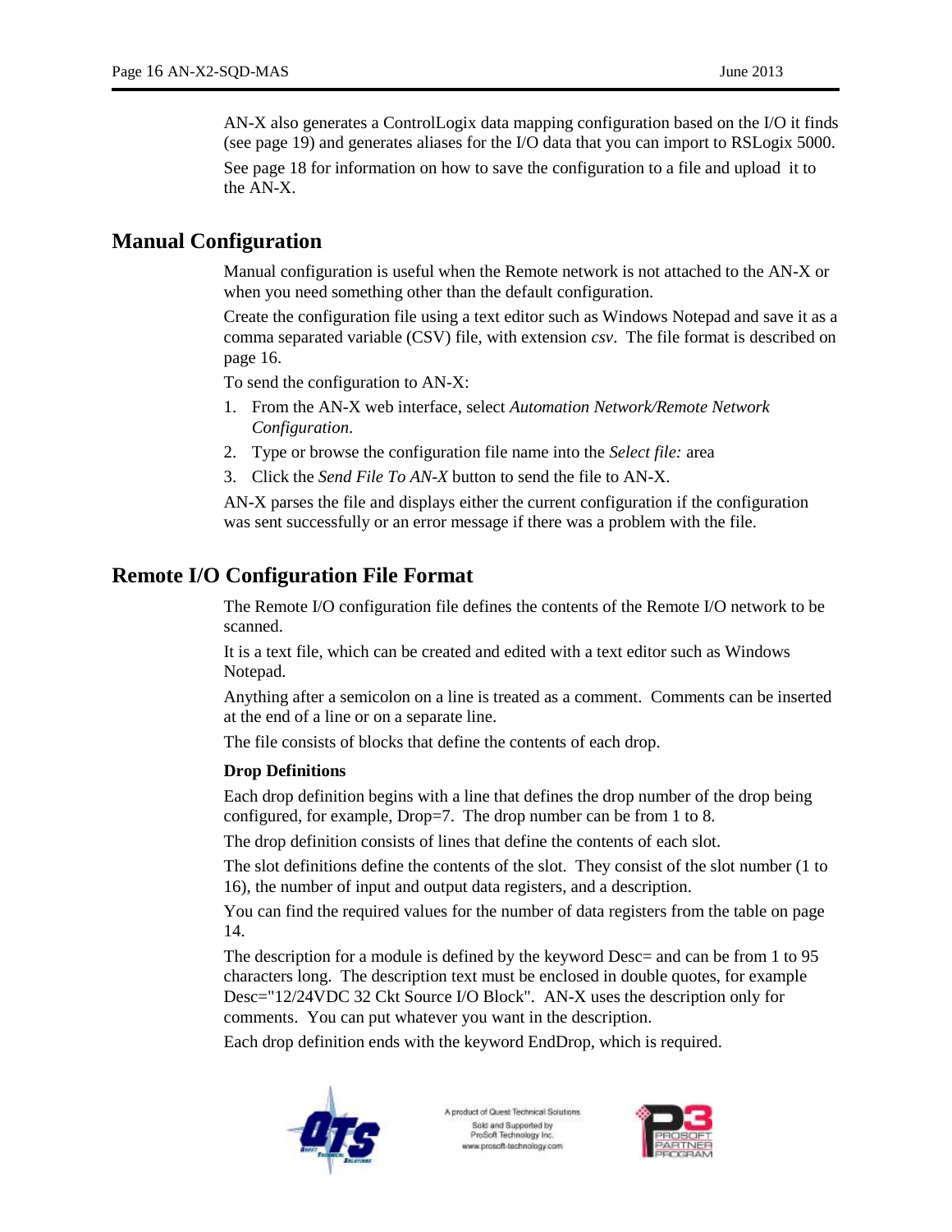AN-X also generates a ControlLogix data mapping configuration based on the I/O it finds (see page 19) and generates aliases for the I/O data that you can import to RSLogix 5000.

See page 18 for information on how to save the configuration to a file and upload it to the AN-X.

## Manual Configuration

Manual configuration is useful when the Remote network is not attached to the AN-X or when you need something other than the default configuration.

Create the configuration file using a text editor such as Windows Notepad and save it as a comma separated variable (CSV) file, with extension *csv*. The file format is described on page 16.

To send the configuration to AN-X:

1. From the AN-X web interface, select *Automation Network/Remote Network Configuration*.
2. Type or browse the configuration file name into the *Select file:* area
3. Click the *Send File To AN-X* button to send the file to AN-X.

AN-X parses the file and displays either the current configuration if the configuration was sent successfully or an error message if there was a problem with the file.

## Remote I/O Configuration File Format

The Remote I/O configuration file defines the contents of the Remote I/O network to be scanned.

It is a text file, which can be created and edited with a text editor such as Windows Notepad.

Anything after a semicolon on a line is treated as a comment. Comments can be inserted at the end of a line or on a separate line.

The file consists of blocks that define the contents of each drop.

### Drop Definitions

Each drop definition begins with a line that defines the drop number of the drop being configured, for example, Drop=7. The drop number can be from 1 to 8.

The drop definition consists of lines that define the contents of each slot.

The slot definitions define the contents of the slot. They consist of the slot number (1 to 16), the number of input and output data registers, and a description.

You can find the required values for the number of data registers from the table on page 14.

The description for a module is defined by the keyword Desc= and can be from 1 to 95 characters long. The description text must be enclosed in double quotes, for example Desc="12/24VDC 32 Ckt Source I/O Block". AN-X uses the description only for comments. You can put whatever you want in the description.

Each drop definition ends with the keyword EndDrop, which is required.

A product of Quest Technical Solutions
Sold and Supported by
ProSoft Technology Inc.
www.prosoft-technology.com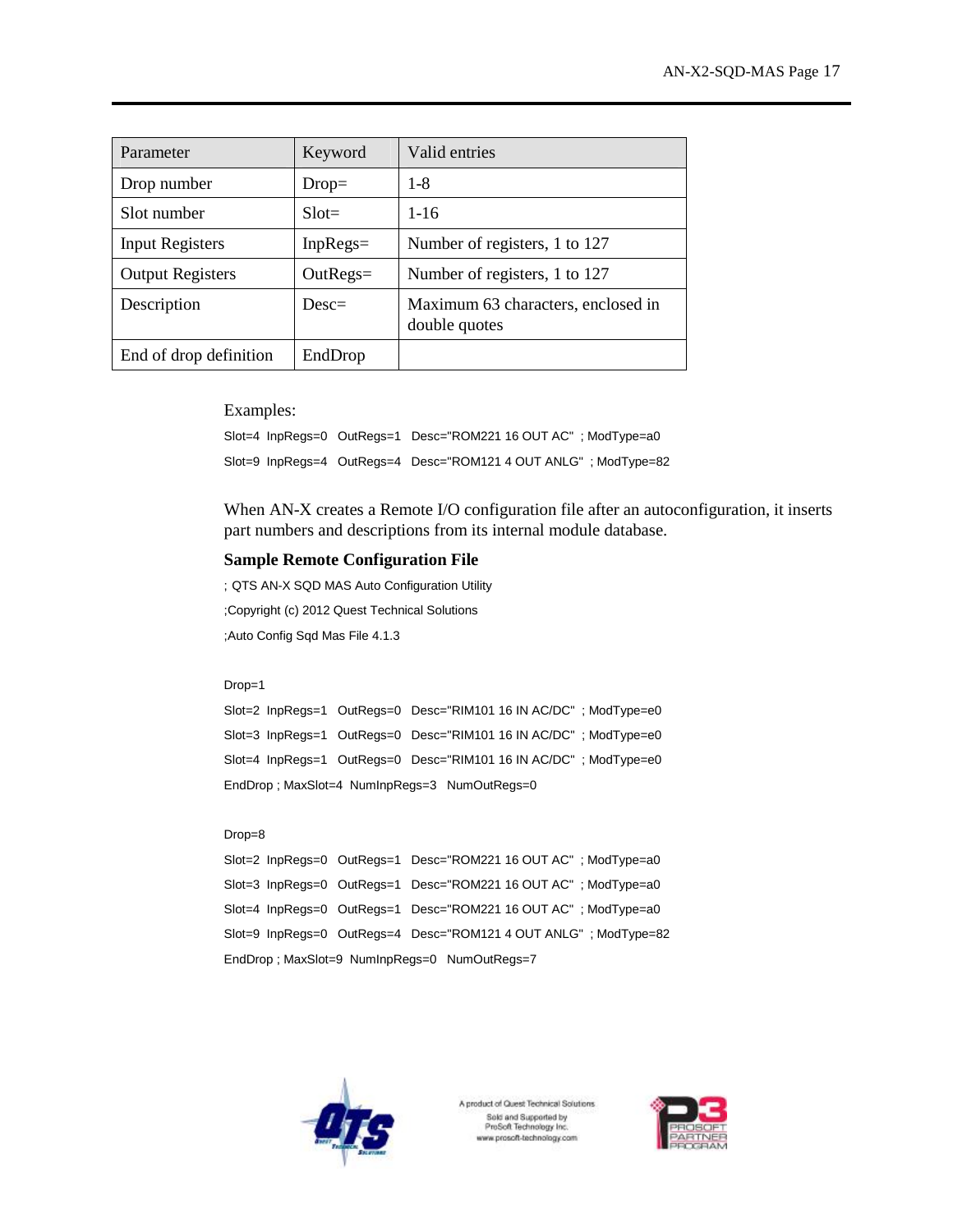| Parameter | Keyword | Valid entries |
|---|---|---|
| Drop number | Drop= | 1-8 |
| Slot number | Slot= | 1-16 |
| Input Registers | InpRegs= | Number of registers, 1 to 127 |
| Output Registers | OutRegs= | Number of registers, 1 to 127 |
| Description | Desc= | Maximum 63 characters, enclosed in double quotes |
| End of drop definition | EndDrop | |

Examples:

```
Slot=4  InpRegs=0   OutRegs=1   Desc="ROM221 16 OUT AC"  ; ModType=a0
Slot=9  InpRegs=4   OutRegs=4   Desc="ROM121 4 OUT ANLG"  ; ModType=82
```

When AN-X creates a Remote I/O configuration file after an autoconfiguration, it inserts part numbers and descriptions from its internal module database.

**Sample Remote Configuration File**

```
; QTS AN-X SQD MAS Auto Configuration Utility
;Copyright (c) 2012 Quest Technical Solutions
;Auto Config Sqd Mas File 4.1.3

Drop=1
Slot=2  InpRegs=1   OutRegs=0   Desc="RIM101 16 IN AC/DC"  ; ModType=e0
Slot=3  InpRegs=1   OutRegs=0   Desc="RIM101 16 IN AC/DC"  ; ModType=e0
Slot=4  InpRegs=1   OutRegs=0   Desc="RIM101 16 IN AC/DC"  ; ModType=e0
EndDrop ; MaxSlot=4  NumInpRegs=3   NumOutRegs=0

Drop=8
Slot=2  InpRegs=0   OutRegs=1   Desc="ROM221 16 OUT AC"  ; ModType=a0
Slot=3  InpRegs=0   OutRegs=1   Desc="ROM221 16 OUT AC"  ; ModType=a0
Slot=4  InpRegs=0   OutRegs=1   Desc="ROM221 16 OUT AC"  ; ModType=a0
Slot=9  InpRegs=0   OutRegs=4   Desc="ROM121 4 OUT ANLG"  ; ModType=82
EndDrop ; MaxSlot=9  NumInpRegs=0   NumOutRegs=7
```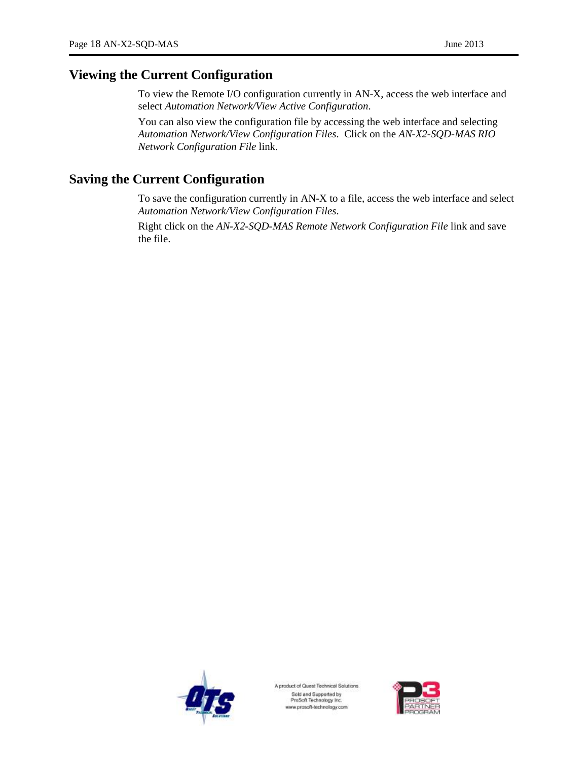## Viewing the Current Configuration

To view the Remote I/O configuration currently in AN-X, access the web interface and select *Automation Network/View Active Configuration*.

You can also view the configuration file by accessing the web interface and selecting *Automation Network/View Configuration Files*. Click on the *AN-X2-SQD-MAS RIO Network Configuration File* link.

## Saving the Current Configuration

To save the configuration currently in AN-X to a file, access the web interface and select *Automation Network/View Configuration Files*.

Right click on the *AN-X2-SQD-MAS Remote Network Configuration File* link and save the file.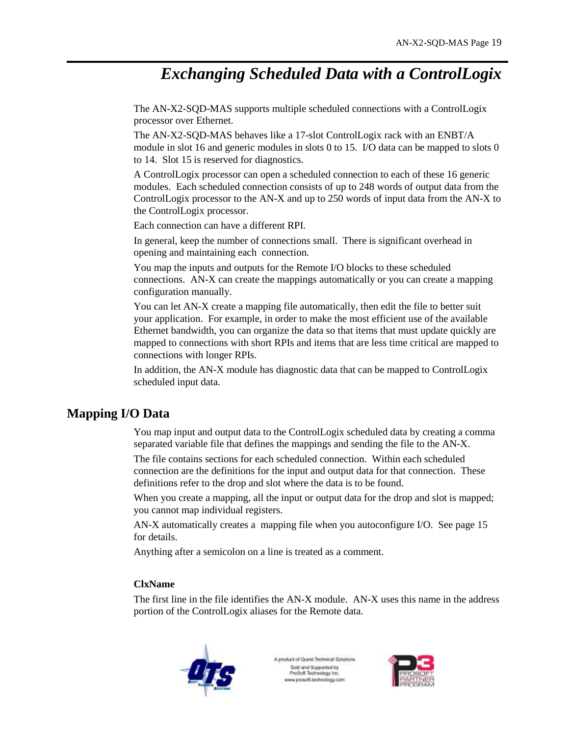# Exchanging Scheduled Data with a ControlLogix

The AN-X2-SQD-MAS supports multiple scheduled connections with a ControlLogix processor over Ethernet.

The AN-X2-SQD-MAS behaves like a 17-slot ControlLogix rack with an ENBT/A module in slot 16 and generic modules in slots 0 to 15. I/O data can be mapped to slots 0 to 14. Slot 15 is reserved for diagnostics.

A ControlLogix processor can open a scheduled connection to each of these 16 generic modules. Each scheduled connection consists of up to 248 words of output data from the ControlLogix processor to the AN-X and up to 250 words of input data from the AN-X to the ControlLogix processor.

Each connection can have a different RPI.

In general, keep the number of connections small. There is significant overhead in opening and maintaining each connection.

You map the inputs and outputs for the Remote I/O blocks to these scheduled connections. AN-X can create the mappings automatically or you can create a mapping configuration manually.

You can let AN-X create a mapping file automatically, then edit the file to better suit your application. For example, in order to make the most efficient use of the available Ethernet bandwidth, you can organize the data so that items that must update quickly are mapped to connections with short RPIs and items that are less time critical are mapped to connections with longer RPIs.

In addition, the AN-X module has diagnostic data that can be mapped to ControlLogix scheduled input data.

## Mapping I/O Data

You map input and output data to the ControlLogix scheduled data by creating a comma separated variable file that defines the mappings and sending the file to the AN-X.

The file contains sections for each scheduled connection. Within each scheduled connection are the definitions for the input and output data for that connection. These definitions refer to the drop and slot where the data is to be found.

When you create a mapping, all the input or output data for the drop and slot is mapped; you cannot map individual registers.

AN-X automatically creates a mapping file when you autoconfigure I/O. See page 15 for details.

Anything after a semicolon on a line is treated as a comment.

#### ClxName

The first line in the file identifies the AN-X module. AN-X uses this name in the address portion of the ControlLogix aliases for the Remote data.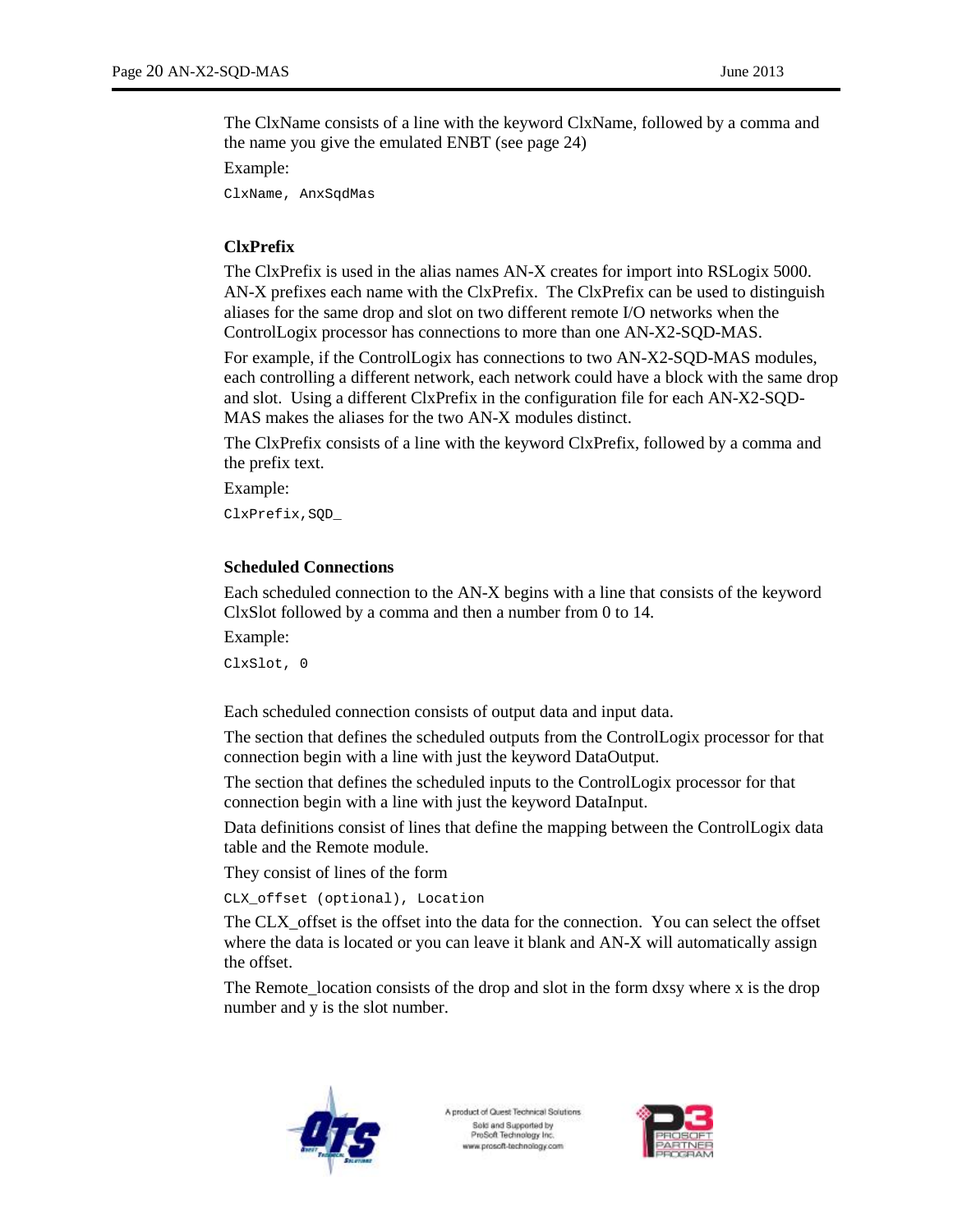The ClxName consists of a line with the keyword ClxName, followed by a comma and the name you give the emulated ENBT (see page 24)

Example:

```
ClxName, AnxSqdMas
```

### ClxPrefix

The ClxPrefix is used in the alias names AN-X creates for import into RSLogix 5000. AN-X prefixes each name with the ClxPrefix. The ClxPrefix can be used to distinguish aliases for the same drop and slot on two different remote I/O networks when the ControlLogix processor has connections to more than one AN-X2-SQD-MAS.

For example, if the ControlLogix has connections to two AN-X2-SQD-MAS modules, each controlling a different network, each network could have a block with the same drop and slot. Using a different ClxPrefix in the configuration file for each AN-X2-SQD-MAS makes the aliases for the two AN-X modules distinct.

The ClxPrefix consists of a line with the keyword ClxPrefix, followed by a comma and the prefix text.

Example:

```
ClxPrefix,SQD_
```

### Scheduled Connections

Each scheduled connection to the AN-X begins with a line that consists of the keyword ClxSlot followed by a comma and then a number from 0 to 14.

Example:

```
ClxSlot, 0
```

Each scheduled connection consists of output data and input data.

The section that defines the scheduled outputs from the ControlLogix processor for that connection begin with a line with just the keyword DataOutput.

The section that defines the scheduled inputs to the ControlLogix processor for that connection begin with a line with just the keyword DataInput.

Data definitions consist of lines that define the mapping between the ControlLogix data table and the Remote module.

They consist of lines of the form

```
CLX_offset (optional), Location
```

The CLX_offset is the offset into the data for the connection. You can select the offset where the data is located or you can leave it blank and AN-X will automatically assign the offset.

The Remote_location consists of the drop and slot in the form dxsy where x is the drop number and y is the slot number.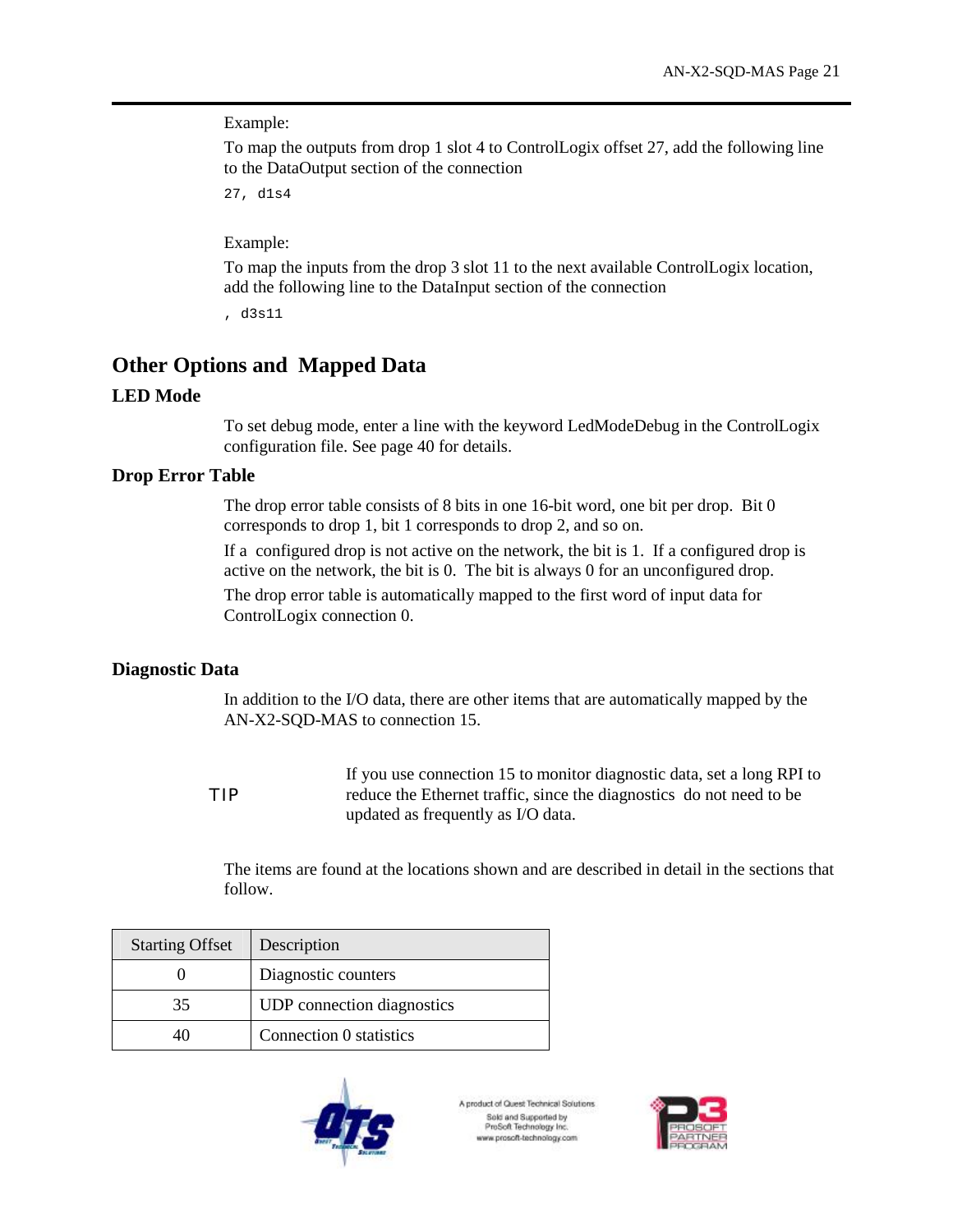Example:

To map the outputs from drop 1 slot 4 to ControlLogix offset 27, add the following line to the DataOutput section of the connection

```
27, d1s4
```

Example:

To map the inputs from the drop 3 slot 11 to the next available ControlLogix location, add the following line to the DataInput section of the connection

```
, d3s11
```

## Other Options and Mapped Data

### LED Mode

To set debug mode, enter a line with the keyword LedModeDebug in the ControlLogix configuration file. See page 40 for details.

### Drop Error Table

The drop error table consists of 8 bits in one 16-bit word, one bit per drop. Bit 0 corresponds to drop 1, bit 1 corresponds to drop 2, and so on.

If a configured drop is not active on the network, the bit is 1. If a configured drop is active on the network, the bit is 0. The bit is always 0 for an unconfigured drop.

The drop error table is automatically mapped to the first word of input data for ControlLogix connection 0.

### Diagnostic Data

In addition to the I/O data, there are other items that are automatically mapped by the AN-X2-SQD-MAS to connection 15.

TIP — If you use connection 15 to monitor diagnostic data, set a long RPI to reduce the Ethernet traffic, since the diagnostics do not need to be updated as frequently as I/O data.

The items are found at the locations shown and are described in detail in the sections that follow.

| Starting Offset | Description |
|---|---|
| 0 | Diagnostic counters |
| 35 | UDP connection diagnostics |
| 40 | Connection 0 statistics |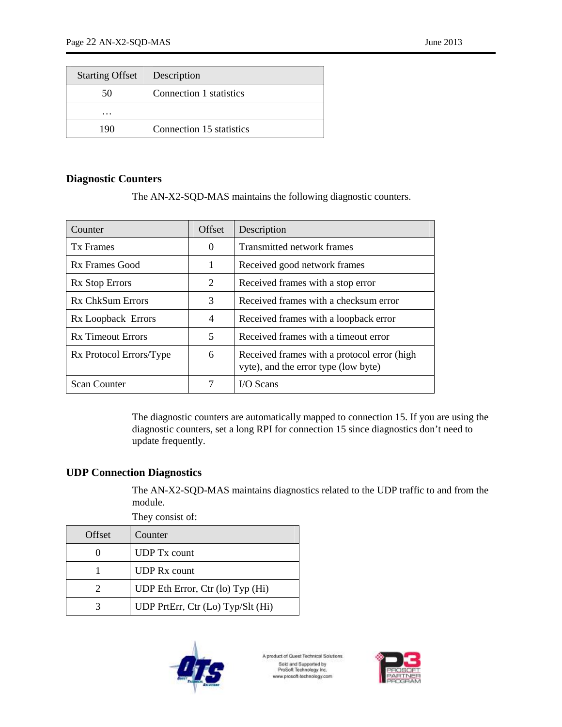| Starting Offset | Description |
| --- | --- |
| 50 | Connection 1 statistics |
| … | |
| 190 | Connection 15 statistics |

### Diagnostic Counters

The AN-X2-SQD-MAS maintains the following diagnostic counters.

| Counter | Offset | Description |
| --- | --- | --- |
| Tx Frames | 0 | Transmitted network frames |
| Rx Frames Good | 1 | Received good network frames |
| Rx Stop Errors | 2 | Received frames with a stop error |
| Rx ChkSum Errors | 3 | Received frames with a checksum error |
| Rx Loopback Errors | 4 | Received frames with a loopback error |
| Rx Timeout Errors | 5 | Received frames with a timeout error |
| Rx Protocol Errors/Type | 6 | Received frames with a protocol error (high vyte), and the error type (low byte) |
| Scan Counter | 7 | I/O Scans |

The diagnostic counters are automatically mapped to connection 15. If you are using the diagnostic counters, set a long RPI for connection 15 since diagnostics don't need to update frequently.

### UDP Connection Diagnostics

The AN-X2-SQD-MAS maintains diagnostics related to the UDP traffic to and from the module.

They consist of:

| Offset | Counter |
| --- | --- |
| 0 | UDP Tx count |
| 1 | UDP Rx count |
| 2 | UDP Eth Error, Ctr (lo) Typ (Hi) |
| 3 | UDP PrtErr, Ctr (Lo) Typ/Slt (Hi) |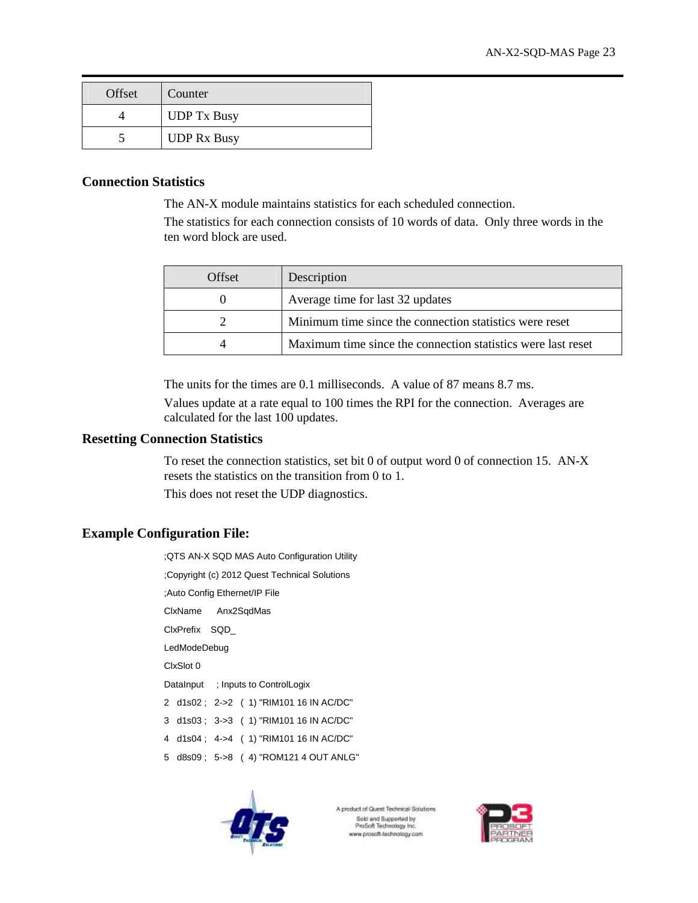| Offset | Counter |
| --- | --- |
| 4 | UDP Tx Busy |
| 5 | UDP Rx Busy |

## Connection Statistics

The AN-X module maintains statistics for each scheduled connection.

The statistics for each connection consists of 10 words of data. Only three words in the ten word block are used.

| Offset | Description |
| --- | --- |
| 0 | Average time for last 32 updates |
| 2 | Minimum time since the connection statistics were reset |
| 4 | Maximum time since the connection statistics were last reset |

The units for the times are 0.1 milliseconds. A value of 87 means 8.7 ms.

Values update at a rate equal to 100 times the RPI for the connection. Averages are calculated for the last 100 updates.

## Resetting Connection Statistics

To reset the connection statistics, set bit 0 of output word 0 of connection 15. AN-X resets the statistics on the transition from 0 to 1.

This does not reset the UDP diagnostics.

## Example Configuration File:

```
;QTS AN-X SQD MAS Auto Configuration Utility
;Copyright (c) 2012 Quest Technical Solutions
;Auto Config Ethernet/IP File
ClxName     Anx2SqdMas
ClxPrefix   SQD_
LedModeDebug
ClxSlot 0
DataInput    ; Inputs to ControlLogix
2   d1s02 ;   2->2   (  1) "RIM101 16 IN AC/DC"
3   d1s03 ;   3->3   (  1) "RIM101 16 IN AC/DC"
4   d1s04 ;   4->4   (  1) "RIM101 16 IN AC/DC"
5   d8s09 ;   5->8   (  4) "ROM121 4 OUT ANLG"
```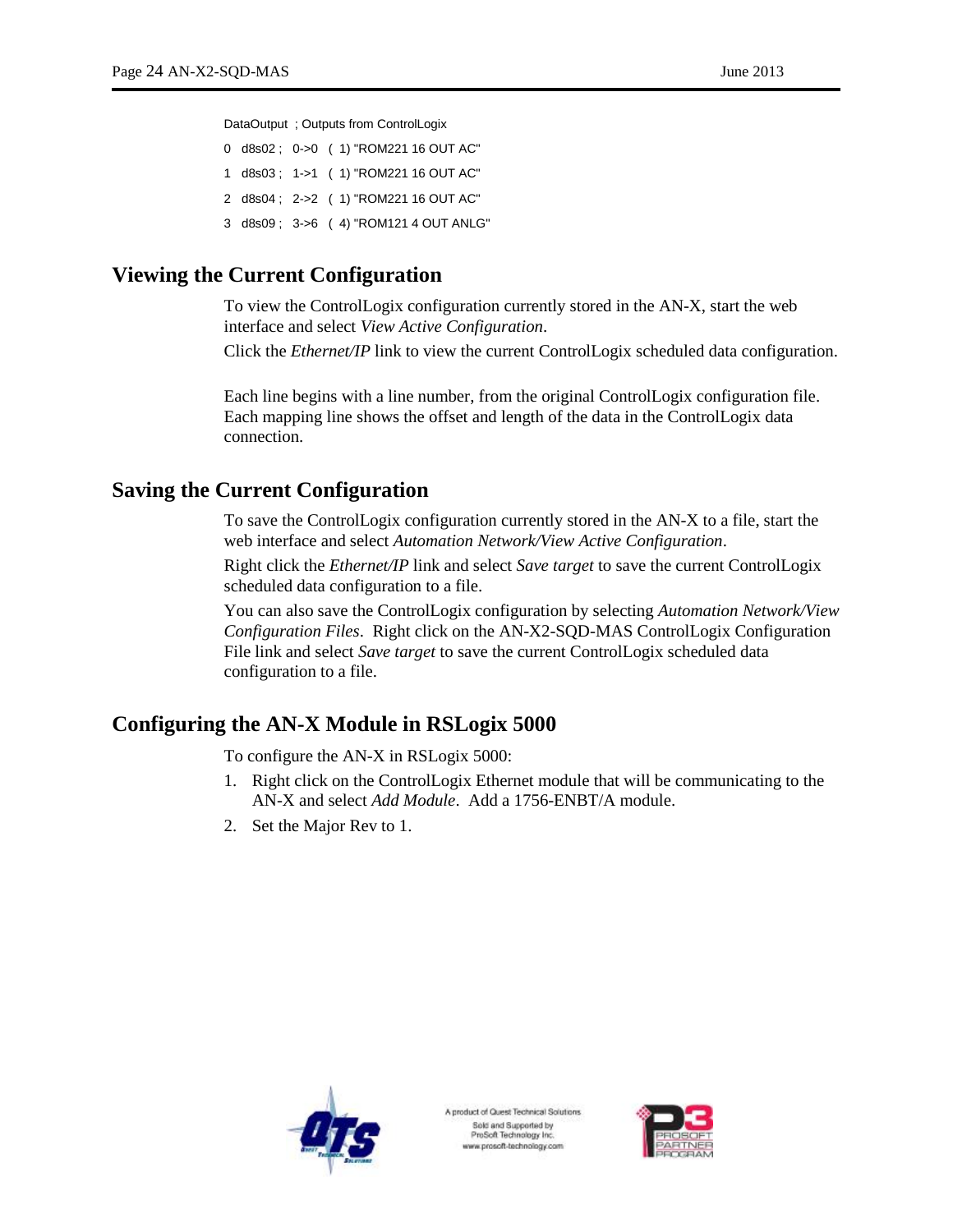```
DataOutput  ; Outputs from ControlLogix
0   d8s02 ;   0->0   (  1) "ROM221 16 OUT AC"
1   d8s03 ;   1->1   (  1) "ROM221 16 OUT AC"
2   d8s04 ;   2->2   (  1) "ROM221 16 OUT AC"
3   d8s09 ;   3->6   (  4) "ROM121 4 OUT ANLG"
```

## Viewing the Current Configuration

To view the ControlLogix configuration currently stored in the AN-X, start the web interface and select *View Active Configuration*.

Click the *Ethernet/IP* link to view the current ControlLogix scheduled data configuration.

Each line begins with a line number, from the original ControlLogix configuration file. Each mapping line shows the offset and length of the data in the ControlLogix data connection.

## Saving the Current Configuration

To save the ControlLogix configuration currently stored in the AN-X to a file, start the web interface and select *Automation Network/View Active Configuration*.

Right click the *Ethernet/IP* link and select *Save target* to save the current ControlLogix scheduled data configuration to a file.

You can also save the ControlLogix configuration by selecting *Automation Network/View Configuration Files*. Right click on the AN-X2-SQD-MAS ControlLogix Configuration File link and select *Save target* to save the current ControlLogix scheduled data configuration to a file.

## Configuring the AN-X Module in RSLogix 5000

To configure the AN-X in RSLogix 5000:

1. Right click on the ControlLogix Ethernet module that will be communicating to the AN-X and select *Add Module*. Add a 1756-ENBT/A module.
2. Set the Major Rev to 1.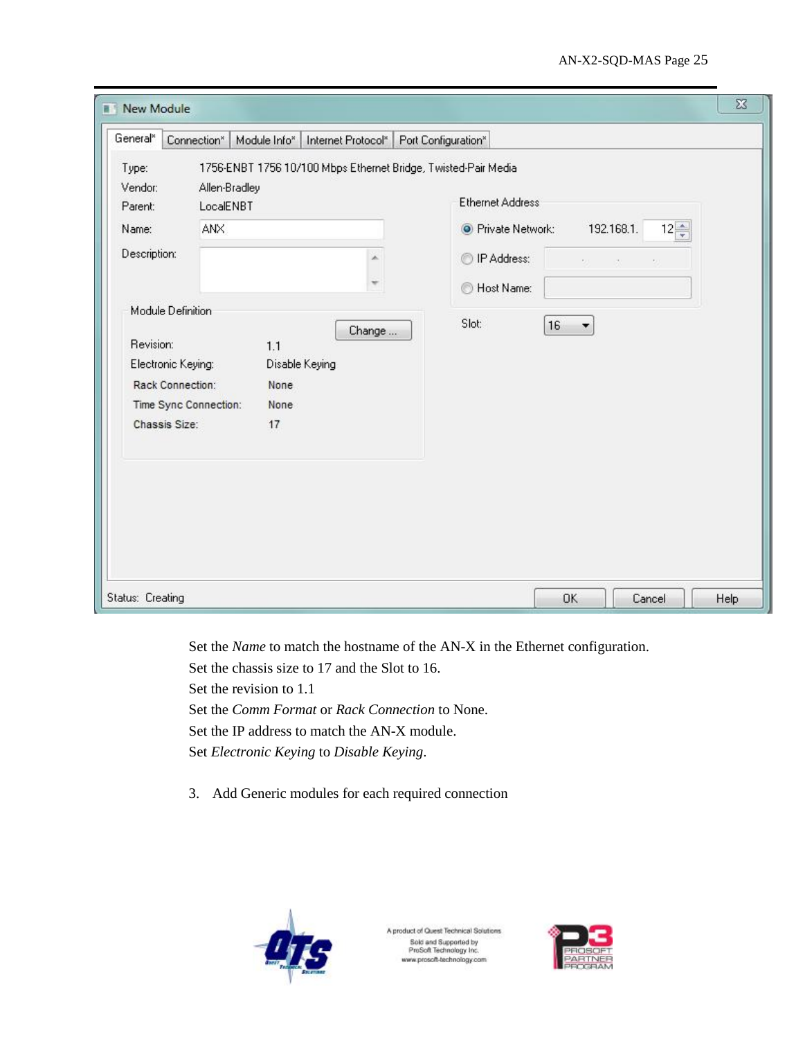New Module

General* | Connection* | Module Info* | Internet Protocol* | Port Configuration*

Type: 1756-ENBT 1756 10/100 Mbps Ethernet Bridge, Twisted-Pair Media
Vendor: Allen-Bradley
Parent: LocalENBT
Name: ANX
Description:

Ethernet Address
- Private Network: 192.168.1. 12
- IP Address:
- Host Name:

Slot: 16

Module Definition

Change ...

| | |
|---|---|
| Revision: | 1.1 |
| Electronic Keying: | Disable Keying |
| Rack Connection: | None |
| Time Sync Connection: | None |
| Chassis Size: | 17 |

Status: Creating

OK | Cancel | Help

Set the *Name* to match the hostname of the AN-X in the Ethernet configuration.
Set the chassis size to 17 and the Slot to 16.
Set the revision to 1.1
Set the *Comm Format* or *Rack Connection* to None.
Set the IP address to match the AN-X module.
Set *Electronic Keying* to *Disable Keying*.

3. Add Generic modules for each required connection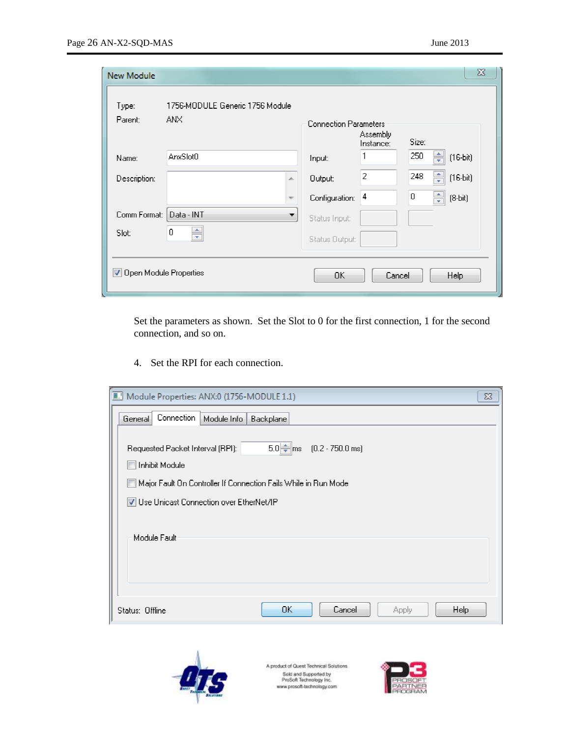Set the parameters as shown. Set the Slot to 0 for the first connection, 1 for the second connection, and so on.

4. Set the RPI for each connection.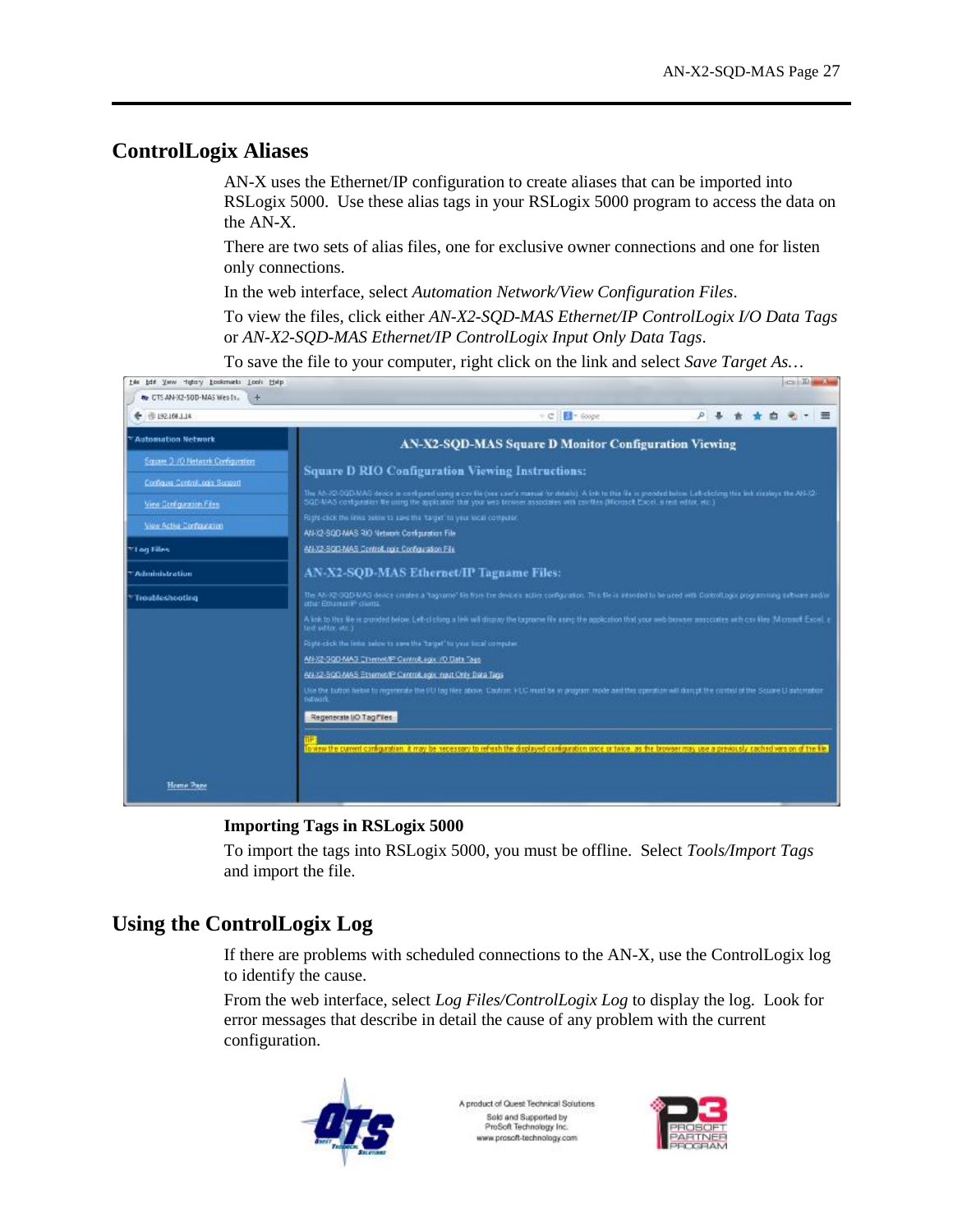## ControlLogix Aliases

AN-X uses the Ethernet/IP configuration to create aliases that can be imported into RSLogix 5000. Use these alias tags in your RSLogix 5000 program to access the data on the AN-X.

There are two sets of alias files, one for exclusive owner connections and one for listen only connections.

In the web interface, select *Automation Network/View Configuration Files*.

To view the files, click either *AN-X2-SQD-MAS Ethernet/IP ControlLogix I/O Data Tags* or *AN-X2-SQD-MAS Ethernet/IP ControlLogix Input Only Data Tags*.

To save the file to your computer, right click on the link and select *Save Target As…*

**Importing Tags in RSLogix 5000**

To import the tags into RSLogix 5000, you must be offline. Select *Tools/Import Tags* and import the file.

## Using the ControlLogix Log

If there are problems with scheduled connections to the AN-X, use the ControlLogix log to identify the cause.

From the web interface, select *Log Files/ControlLogix Log* to display the log. Look for error messages that describe in detail the cause of any problem with the current configuration.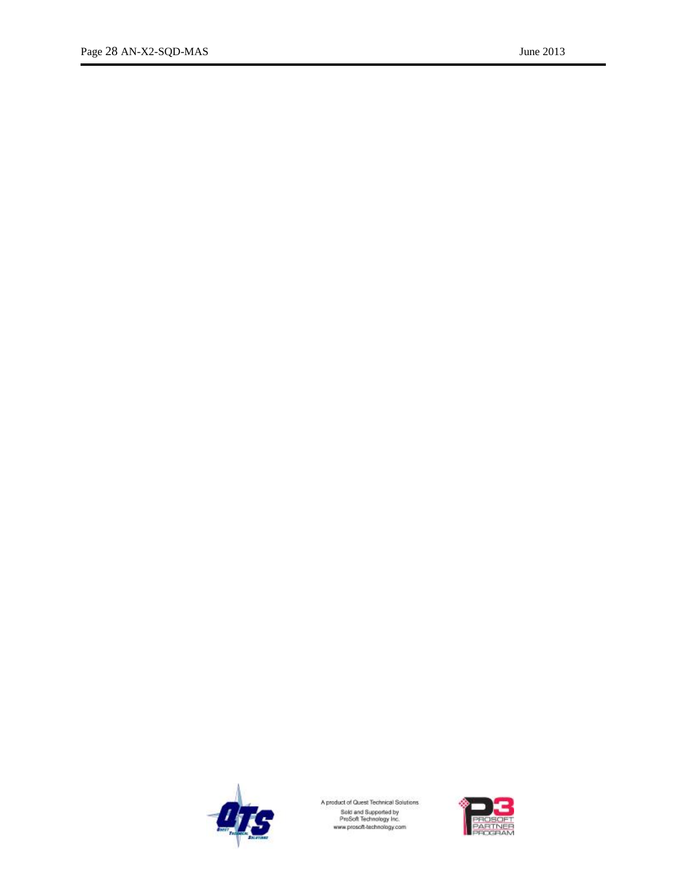A product of Quest Technical Solutions

Sold and Supported by
ProSoft Technology Inc.
www.prosoft-technology.com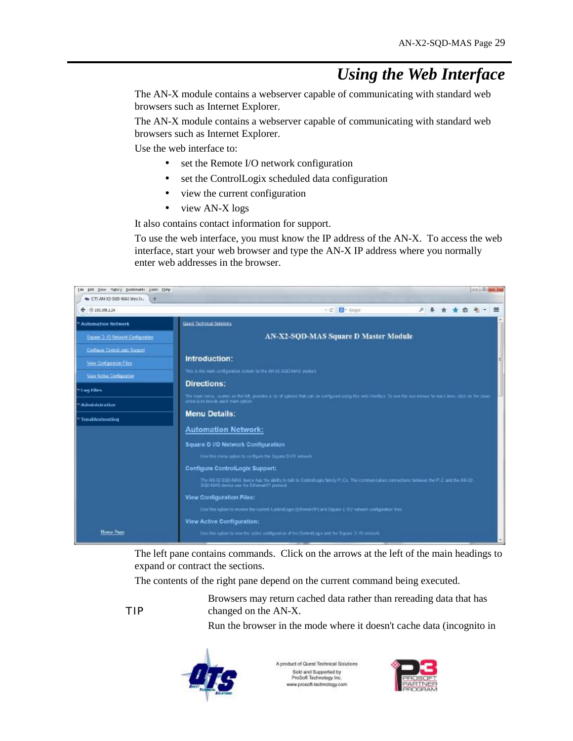# Using the Web Interface

The AN-X module contains a webserver capable of communicating with standard web browsers such as Internet Explorer.

The AN-X module contains a webserver capable of communicating with standard web browsers such as Internet Explorer.

Use the web interface to:

- set the Remote I/O network configuration
- set the ControlLogix scheduled data configuration
- view the current configuration
- view AN-X logs

It also contains contact information for support.

To use the web interface, you must know the IP address of the AN-X. To access the web interface, start your web browser and type the AN-X IP address where you normally enter web addresses in the browser.

The left pane contains commands. Click on the arrows at the left of the main headings to expand or contract the sections.

The contents of the right pane depend on the current command being executed.

**TIP**

Browsers may return cached data rather than rereading data that has changed on the AN-X.

Run the browser in the mode where it doesn't cache data (incognito in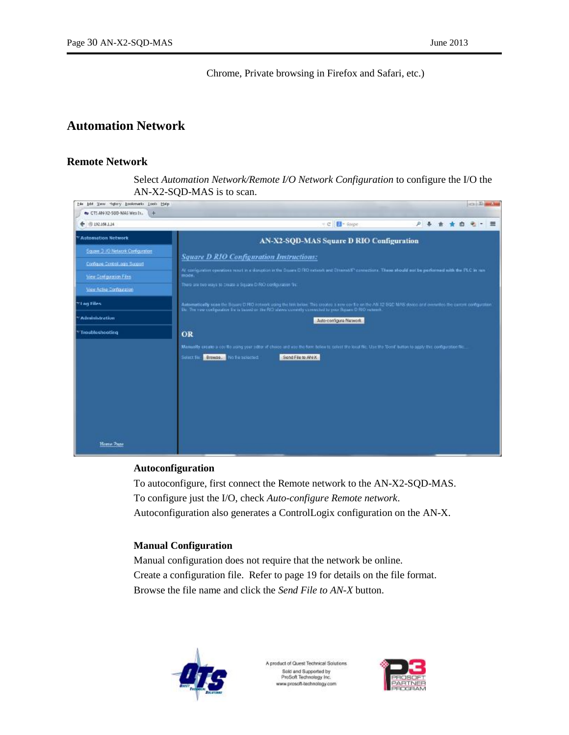Chrome, Private browsing in Firefox and Safari, etc.)

## Automation Network

### Remote Network

Select *Automation Network/Remote I/O Network Configuration* to configure the I/O the AN-X2-SQD-MAS is to scan.

#### Autoconfiguration

To autoconfigure, first connect the Remote network to the AN-X2-SQD-MAS.

To configure just the I/O, check *Auto-configure Remote network*.

Autoconfiguration also generates a ControlLogix configuration on the AN-X.

#### Manual Configuration

Manual configuration does not require that the network be online.

Create a configuration file. Refer to page 19 for details on the file format.

Browse the file name and click the *Send File to AN-X* button.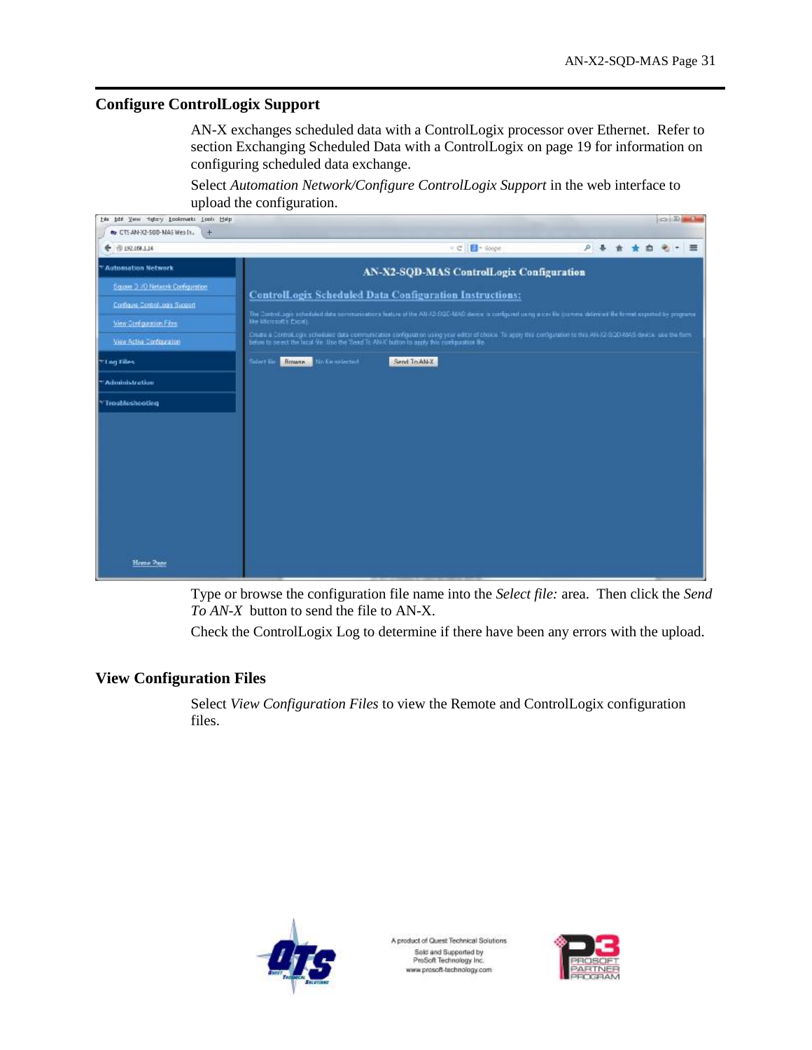## Configure ControlLogix Support

AN-X exchanges scheduled data with a ControlLogix processor over Ethernet. Refer to section Exchanging Scheduled Data with a ControlLogix on page 19 for information on configuring scheduled data exchange.

Select *Automation Network/Configure ControlLogix Support* in the web interface to upload the configuration.

Type or browse the configuration file name into the *Select file:* area. Then click the *Send To AN-X* button to send the file to AN-X.

Check the ControlLogix Log to determine if there have been any errors with the upload.

## View Configuration Files

Select *View Configuration Files* to view the Remote and ControlLogix configuration files.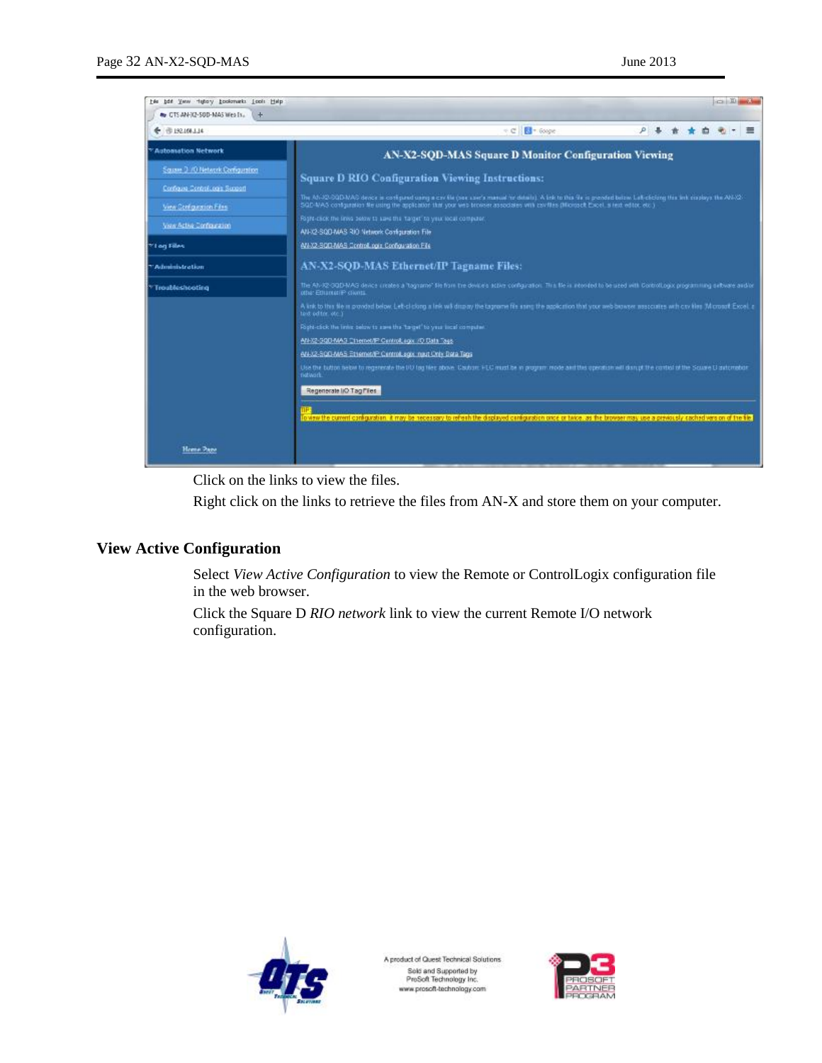Click on the links to view the files.

Right click on the links to retrieve the files from AN-X and store them on your computer.

## View Active Configuration

Select *View Active Configuration* to view the Remote or ControlLogix configuration file in the web browser.

Click the Square D *RIO network* link to view the current Remote I/O network configuration.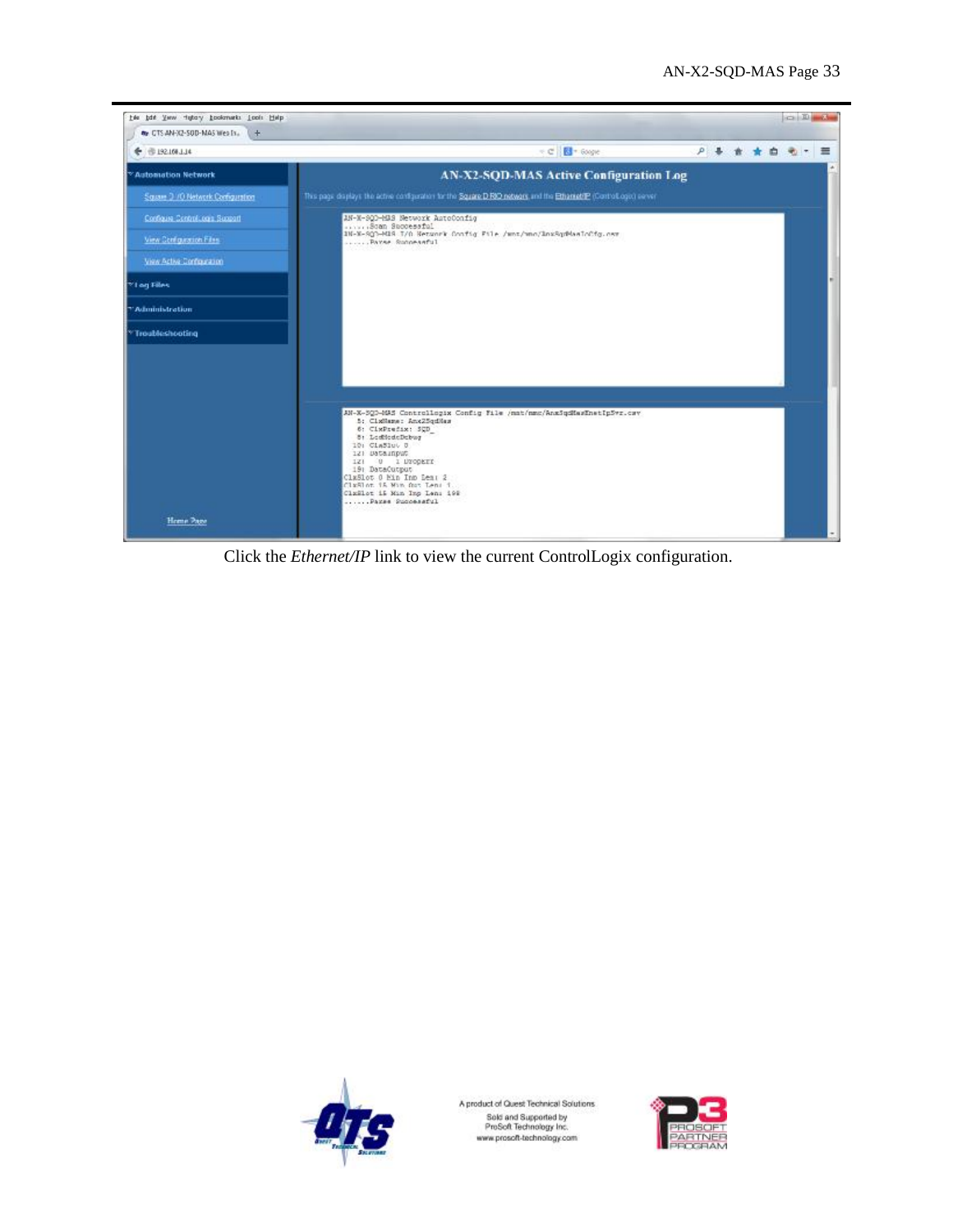Click the *Ethernet/IP* link to view the current ControlLogix configuration.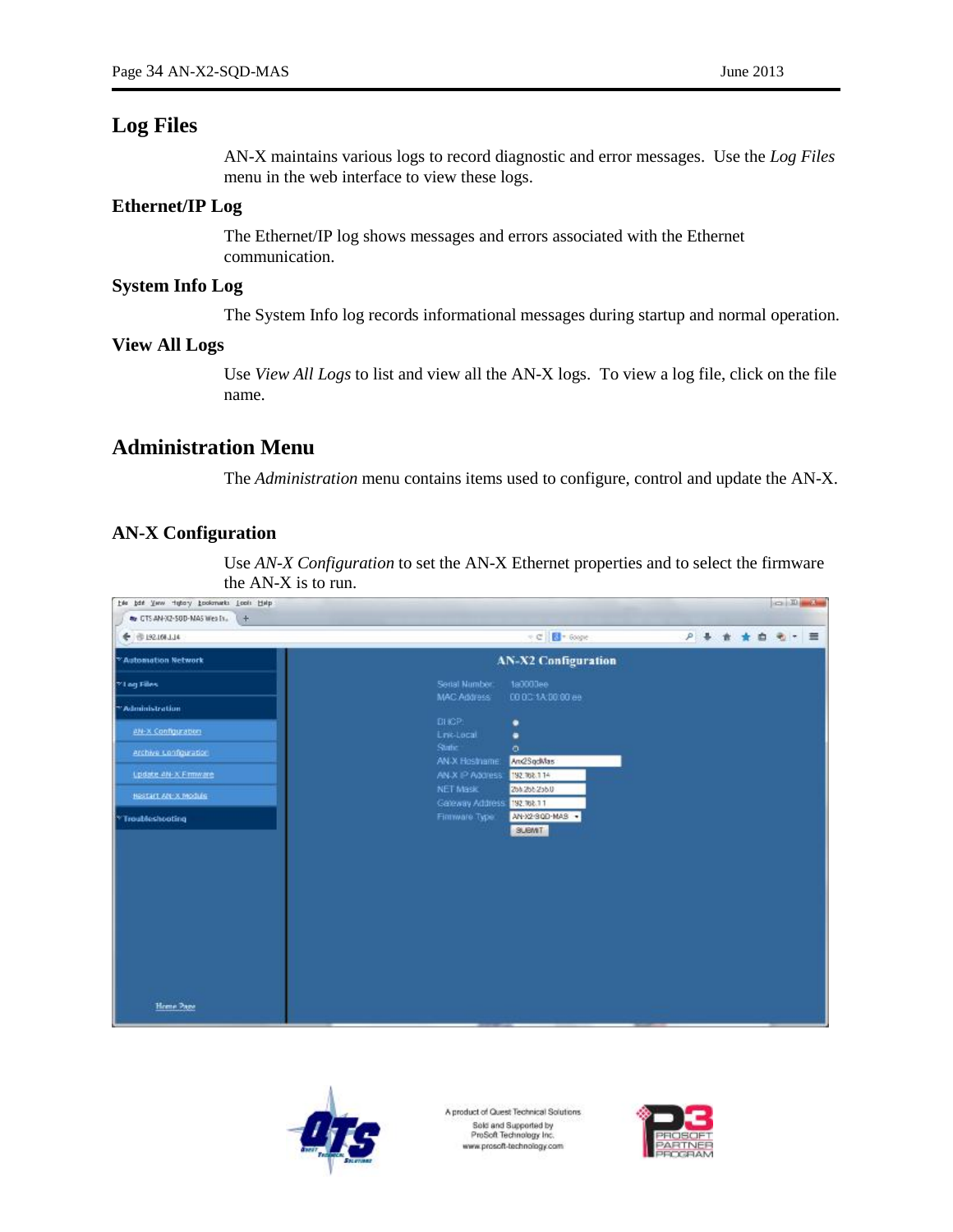# Log Files

AN-X maintains various logs to record diagnostic and error messages. Use the *Log Files* menu in the web interface to view these logs.

## Ethernet/IP Log

The Ethernet/IP log shows messages and errors associated with the Ethernet communication.

## System Info Log

The System Info log records informational messages during startup and normal operation.

## View All Logs

Use *View All Logs* to list and view all the AN-X logs. To view a log file, click on the file name.

# Administration Menu

The *Administration* menu contains items used to configure, control and update the AN-X.

## AN-X Configuration

Use *AN-X Configuration* to set the AN-X Ethernet properties and to select the firmware the AN-X is to run.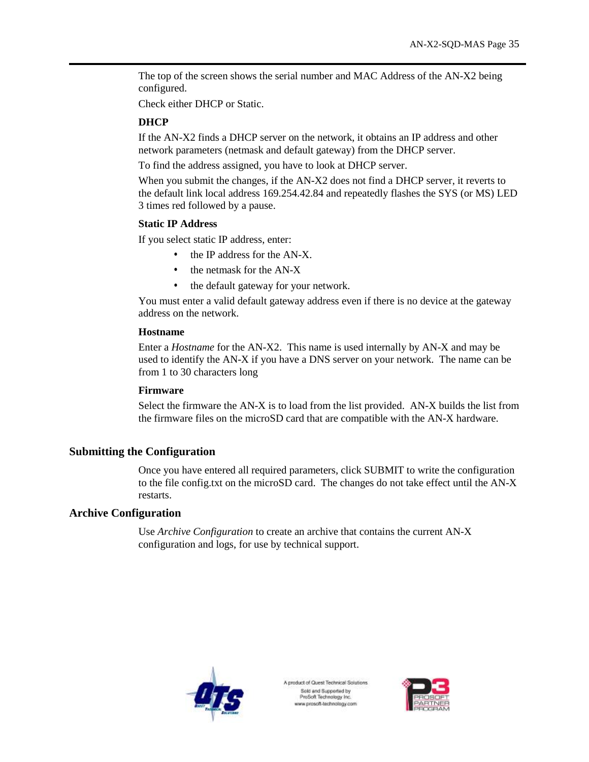The top of the screen shows the serial number and MAC Address of the AN-X2 being configured.

Check either DHCP or Static.

**DHCP**

If the AN-X2 finds a DHCP server on the network, it obtains an IP address and other network parameters (netmask and default gateway) from the DHCP server.

To find the address assigned, you have to look at DHCP server.

When you submit the changes, if the AN-X2 does not find a DHCP server, it reverts to the default link local address 169.254.42.84 and repeatedly flashes the SYS (or MS) LED 3 times red followed by a pause.

**Static IP Address**

If you select static IP address, enter:

- the IP address for the AN-X.
- the netmask for the AN-X
- the default gateway for your network.

You must enter a valid default gateway address even if there is no device at the gateway address on the network.

**Hostname**

Enter a *Hostname* for the AN-X2. This name is used internally by AN-X and may be used to identify the AN-X if you have a DNS server on your network. The name can be from 1 to 30 characters long

**Firmware**

Select the firmware the AN-X is to load from the list provided. AN-X builds the list from the firmware files on the microSD card that are compatible with the AN-X hardware.

## Submitting the Configuration

Once you have entered all required parameters, click SUBMIT to write the configuration to the file config.txt on the microSD card. The changes do not take effect until the AN-X restarts.

## Archive Configuration

Use *Archive Configuration* to create an archive that contains the current AN-X configuration and logs, for use by technical support.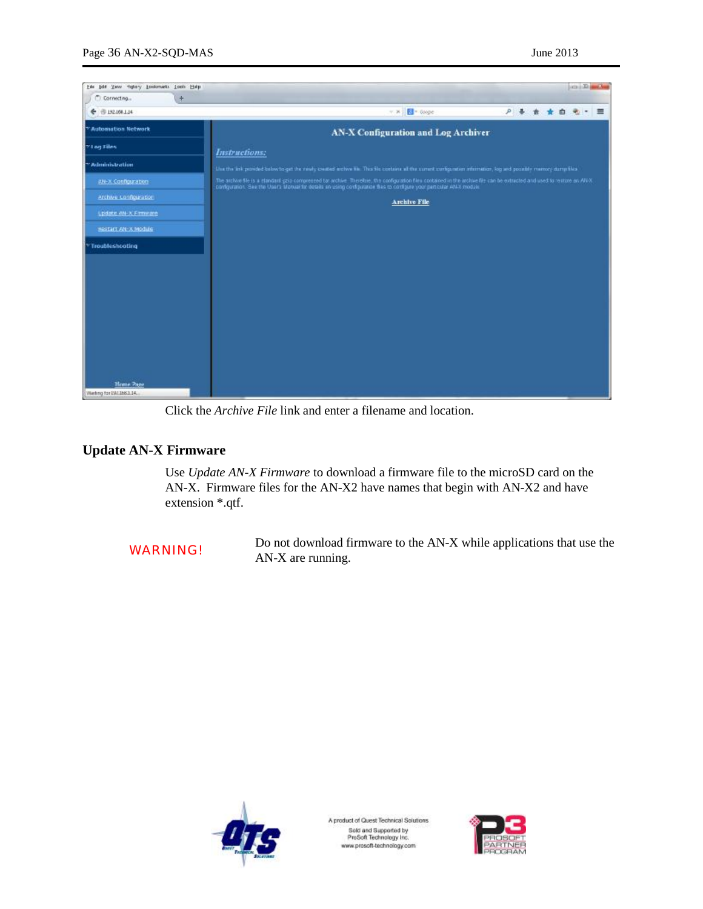Click the *Archive File* link and enter a filename and location.

## Update AN-X Firmware

Use *Update AN-X Firmware* to download a firmware file to the microSD card on the AN-X. Firmware files for the AN-X2 have names that begin with AN-X2 and have extension *.qtf.

WARNING! Do not download firmware to the AN-X while applications that use the AN-X are running.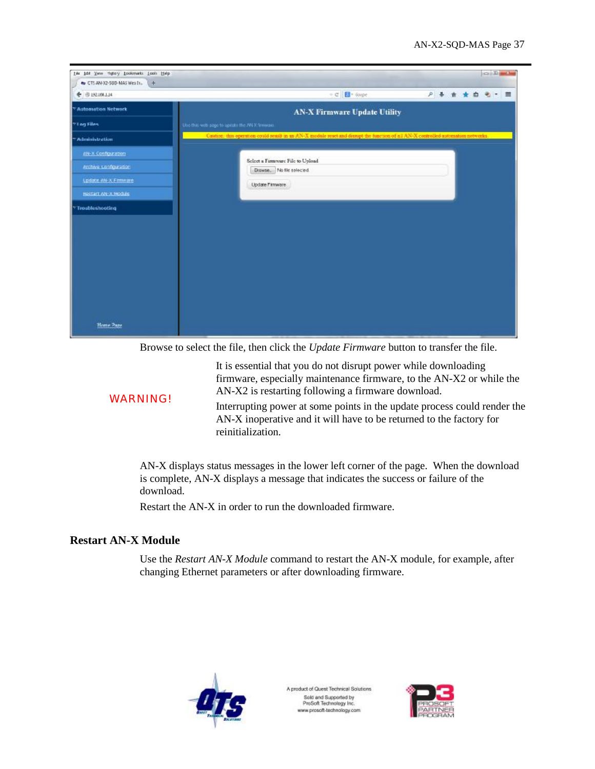Browse to select the file, then click the *Update Firmware* button to transfer the file.

WARNING!

It is essential that you do not disrupt power while downloading firmware, especially maintenance firmware, to the AN-X2 or while the AN-X2 is restarting following a firmware download.

Interrupting power at some points in the update process could render the AN-X inoperative and it will have to be returned to the factory for reinitialization.

AN-X displays status messages in the lower left corner of the page. When the download is complete, AN-X displays a message that indicates the success or failure of the download.

Restart the AN-X in order to run the downloaded firmware.

## Restart AN-X Module

Use the *Restart AN-X Module* command to restart the AN-X module, for example, after changing Ethernet parameters or after downloading firmware.

A product of Quest Technical Solutions
Sold and Supported by
ProSoft Technology Inc.
www.prosoft-technology.com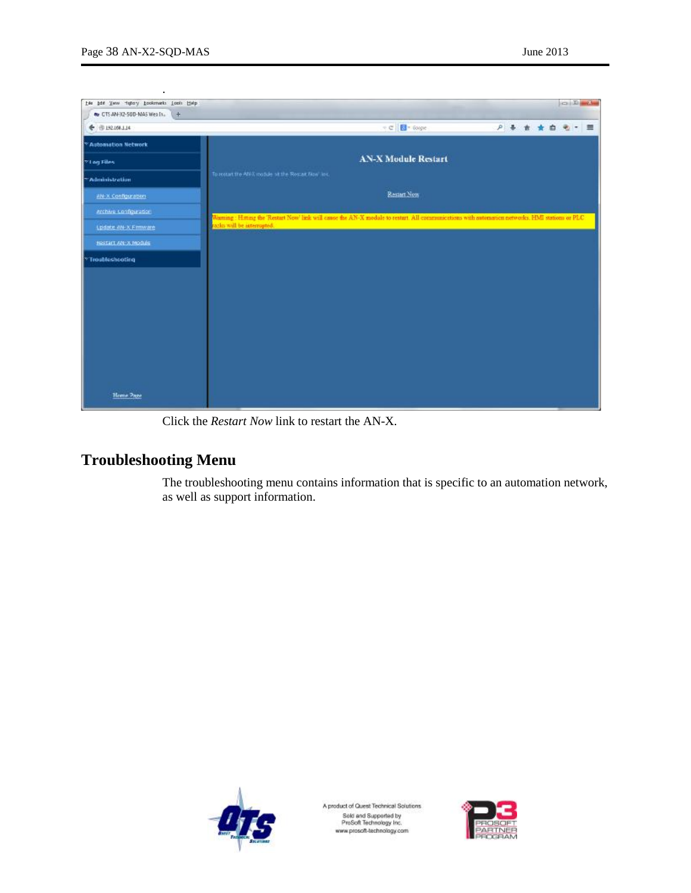Click the *Restart Now* link to restart the AN-X.

## Troubleshooting Menu

The troubleshooting menu contains information that is specific to an automation network, as well as support information.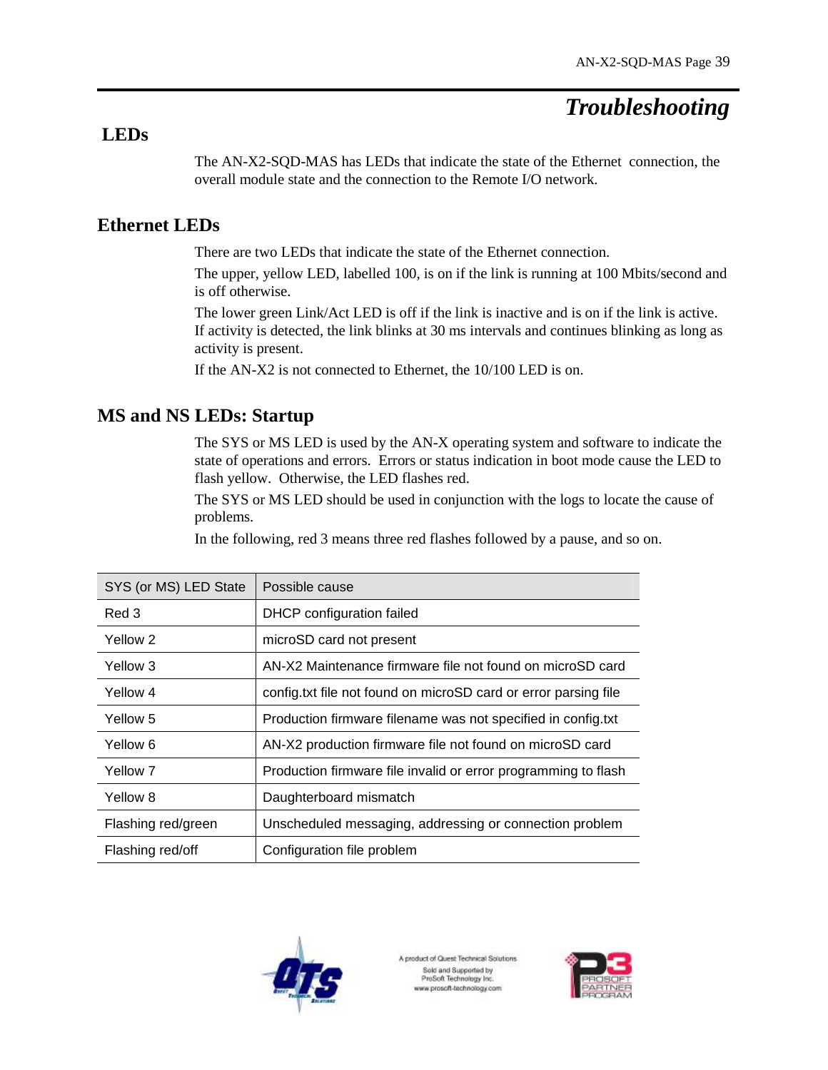# Troubleshooting

## LEDs

The AN-X2-SQD-MAS has LEDs that indicate the state of the Ethernet connection, the overall module state and the connection to the Remote I/O network.

## Ethernet LEDs

There are two LEDs that indicate the state of the Ethernet connection.

The upper, yellow LED, labelled 100, is on if the link is running at 100 Mbits/second and is off otherwise.

The lower green Link/Act LED is off if the link is inactive and is on if the link is active. If activity is detected, the link blinks at 30 ms intervals and continues blinking as long as activity is present.

If the AN-X2 is not connected to Ethernet, the 10/100 LED is on.

## MS and NS LEDs: Startup

The SYS or MS LED is used by the AN-X operating system and software to indicate the state of operations and errors. Errors or status indication in boot mode cause the LED to flash yellow. Otherwise, the LED flashes red.

The SYS or MS LED should be used in conjunction with the logs to locate the cause of problems.

In the following, red 3 means three red flashes followed by a pause, and so on.

| SYS (or MS) LED State | Possible cause |
|---|---|
| Red 3 | DHCP configuration failed |
| Yellow 2 | microSD card not present |
| Yellow 3 | AN-X2 Maintenance firmware file not found on microSD card |
| Yellow 4 | config.txt file not found on microSD card or error parsing file |
| Yellow 5 | Production firmware filename was not specified in config.txt |
| Yellow 6 | AN-X2 production firmware file not found on microSD card |
| Yellow 7 | Production firmware file invalid or error programming to flash |
| Yellow 8 | Daughterboard mismatch |
| Flashing red/green | Unscheduled messaging, addressing or connection problem |
| Flashing red/off | Configuration file problem |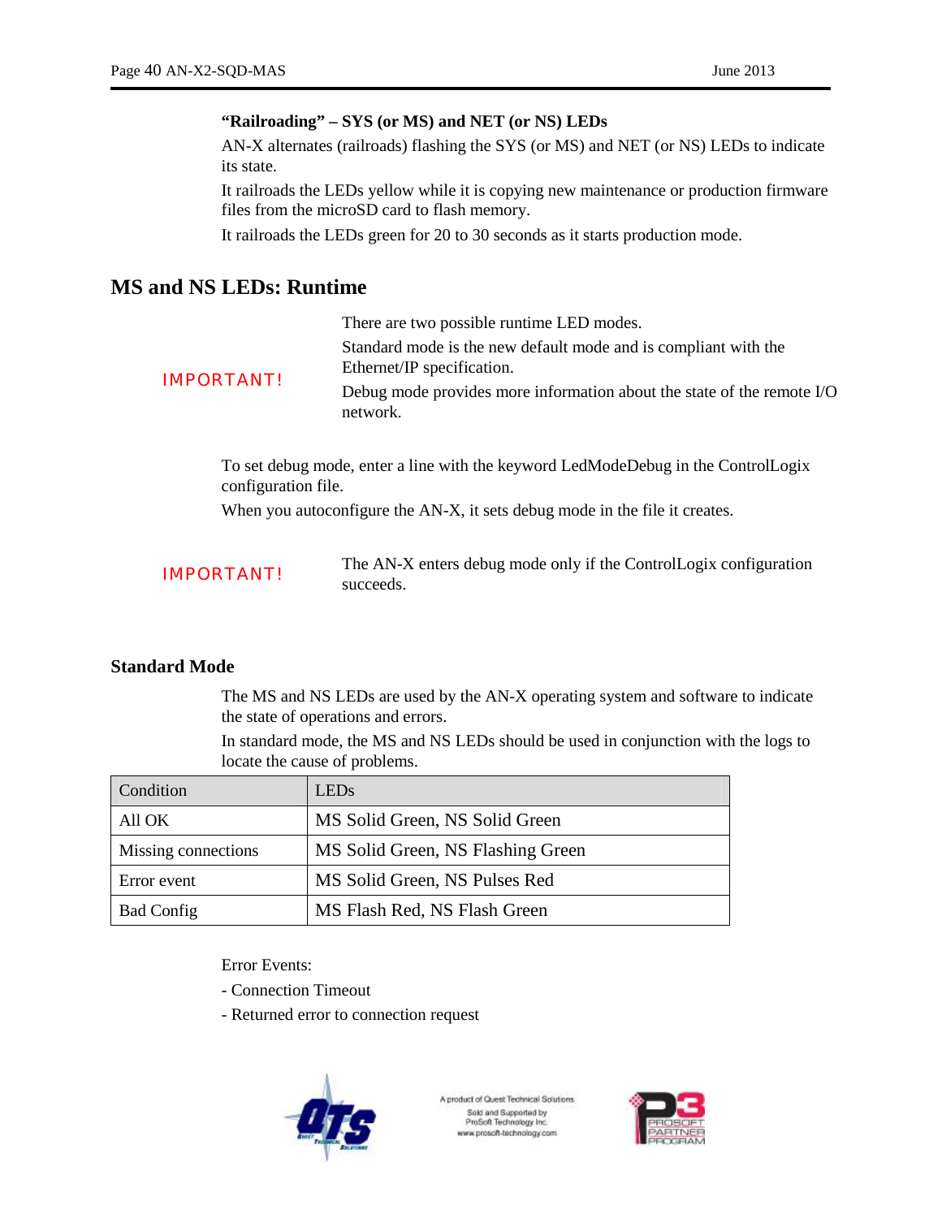**“Railroading” – SYS (or MS) and NET (or NS) LEDs**

AN-X alternates (railroads) flashing the SYS (or MS) and NET (or NS) LEDs to indicate its state.

It railroads the LEDs yellow while it is copying new maintenance or production firmware files from the microSD card to flash memory.

It railroads the LEDs green for 20 to 30 seconds as it starts production mode.

## MS and NS LEDs: Runtime

**IMPORTANT!** There are two possible runtime LED modes.

Standard mode is the new default mode and is compliant with the Ethernet/IP specification.

Debug mode provides more information about the state of the remote I/O network.

To set debug mode, enter a line with the keyword LedModeDebug in the ControlLogix configuration file.

When you autoconfigure the AN-X, it sets debug mode in the file it creates.

**IMPORTANT!** The AN-X enters debug mode only if the ControlLogix configuration succeeds.

### Standard Mode

The MS and NS LEDs are used by the AN-X operating system and software to indicate the state of operations and errors.

In standard mode, the MS and NS LEDs should be used in conjunction with the logs to locate the cause of problems.

| Condition | LEDs |
|---|---|
| All OK | MS Solid Green, NS Solid Green |
| Missing connections | MS Solid Green, NS Flashing Green |
| Error event | MS Solid Green, NS Pulses Red |
| Bad Config | MS Flash Red, NS Flash Green |

Error Events:

- Connection Timeout
- Returned error to connection request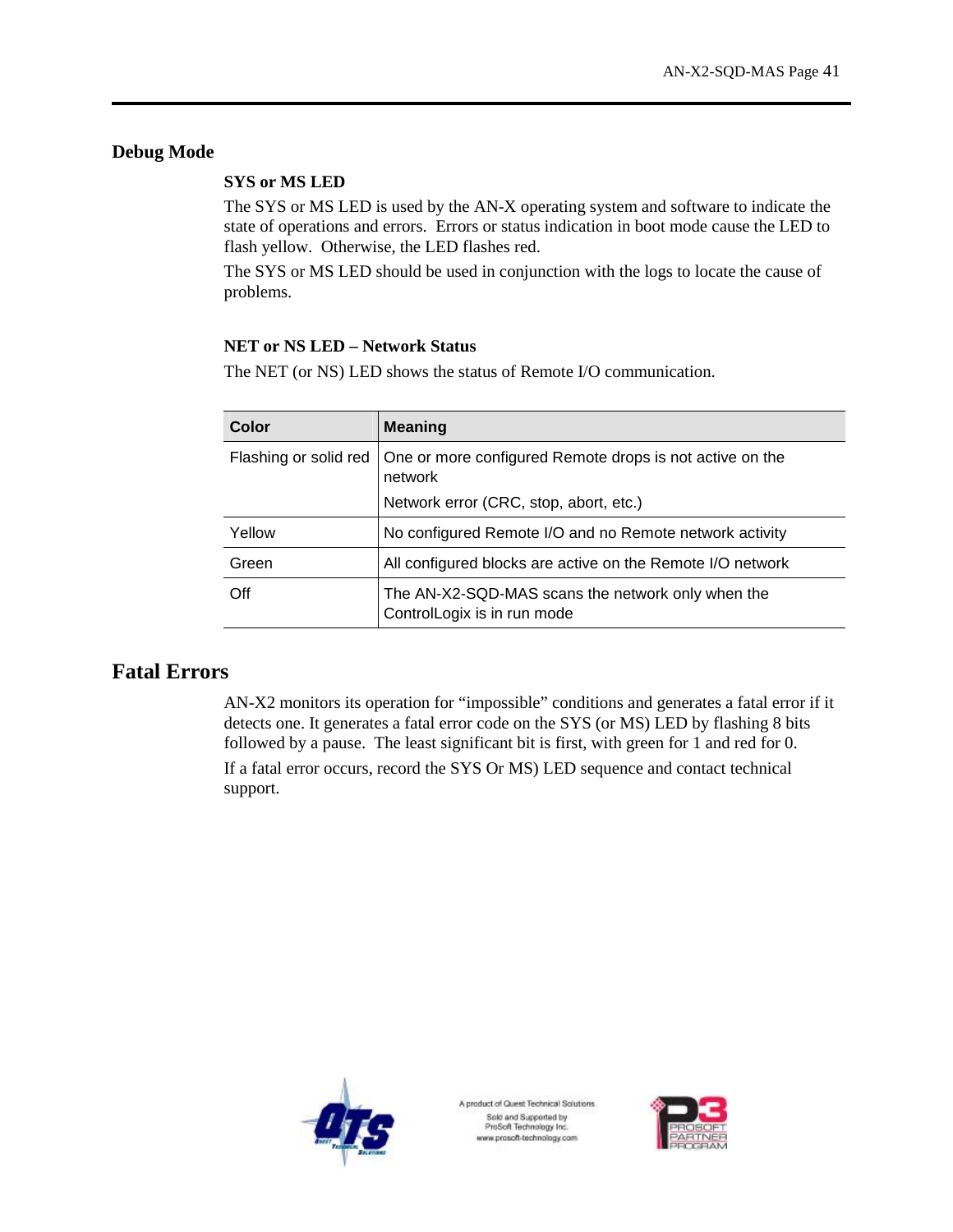## Debug Mode

### SYS or MS LED

The SYS or MS LED is used by the AN-X operating system and software to indicate the state of operations and errors. Errors or status indication in boot mode cause the LED to flash yellow. Otherwise, the LED flashes red.

The SYS or MS LED should be used in conjunction with the logs to locate the cause of problems.

### NET or NS LED – Network Status

The NET (or NS) LED shows the status of Remote I/O communication.

| Color | Meaning |
|---|---|
| Flashing or solid red | One or more configured Remote drops is not active on the network<br><br>Network error (CRC, stop, abort, etc.) |
| Yellow | No configured Remote I/O and no Remote network activity |
| Green | All configured blocks are active on the Remote I/O network |
| Off | The AN-X2-SQD-MAS scans the network only when the ControlLogix is in run mode |

# Fatal Errors

AN-X2 monitors its operation for "impossible" conditions and generates a fatal error if it detects one. It generates a fatal error code on the SYS (or MS) LED by flashing 8 bits followed by a pause. The least significant bit is first, with green for 1 and red for 0.

If a fatal error occurs, record the SYS Or MS) LED sequence and contact technical support.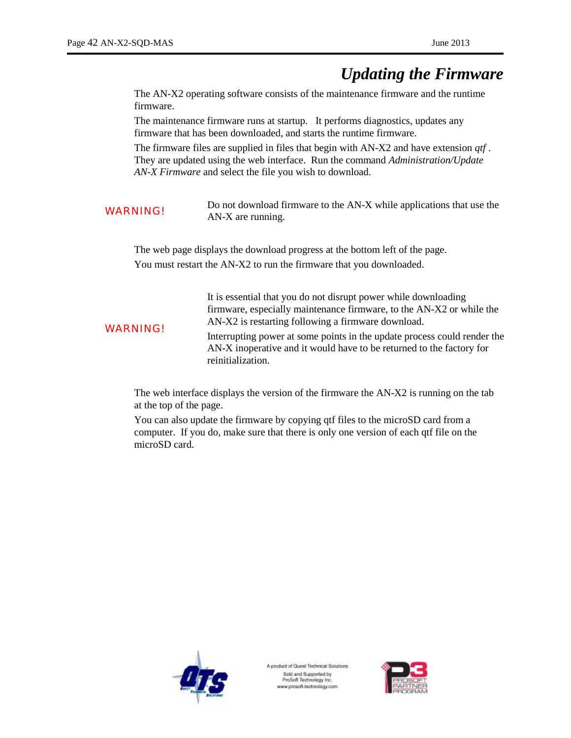# *Updating the Firmware*

The AN-X2 operating software consists of the maintenance firmware and the runtime firmware.

The maintenance firmware runs at startup. It performs diagnostics, updates any firmware that has been downloaded, and starts the runtime firmware.

The firmware files are supplied in files that begin with AN-X2 and have extension *qtf* . They are updated using the web interface. Run the command *Administration/Update AN-X Firmware* and select the file you wish to download.

| | |
|---|---|
| WARNING! | Do not download firmware to the AN-X while applications that use the AN-X are running. |

The web page displays the download progress at the bottom left of the page.

You must restart the AN-X2 to run the firmware that you downloaded.

| | |
|---|---|
| WARNING! | It is essential that you do not disrupt power while downloading firmware, especially maintenance firmware, to the AN-X2 or while the AN-X2 is restarting following a firmware download.<br>Interrupting power at some points in the update process could render the AN-X inoperative and it would have to be returned to the factory for reinitialization. |

The web interface displays the version of the firmware the AN-X2 is running on the tab at the top of the page.

You can also update the firmware by copying qtf files to the microSD card from a computer. If you do, make sure that there is only one version of each qtf file on the microSD card.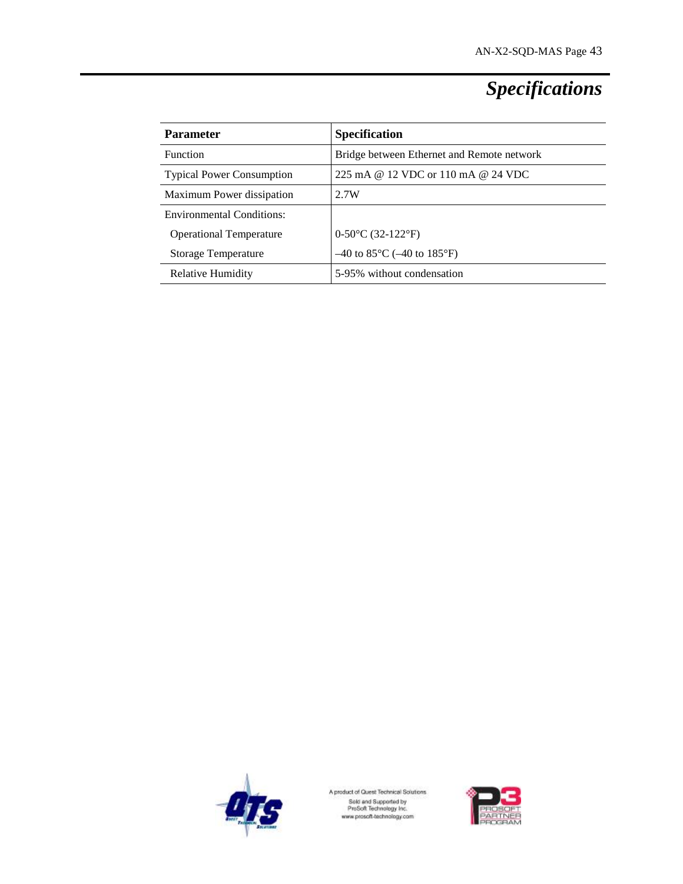# *Specifications*

| Parameter | Specification |
|---|---|
| Function | Bridge between Ethernet and Remote network |
| Typical Power Consumption | 225 mA @ 12 VDC or 110 mA @ 24 VDC |
| Maximum Power dissipation | 2.7W |
| Environmental Conditions: | |
| Operational Temperature | 0-50°C (32-122°F) |
| Storage Temperature | –40 to 85°C (–40 to 185°F) |
| Relative Humidity | 5-95% without condensation |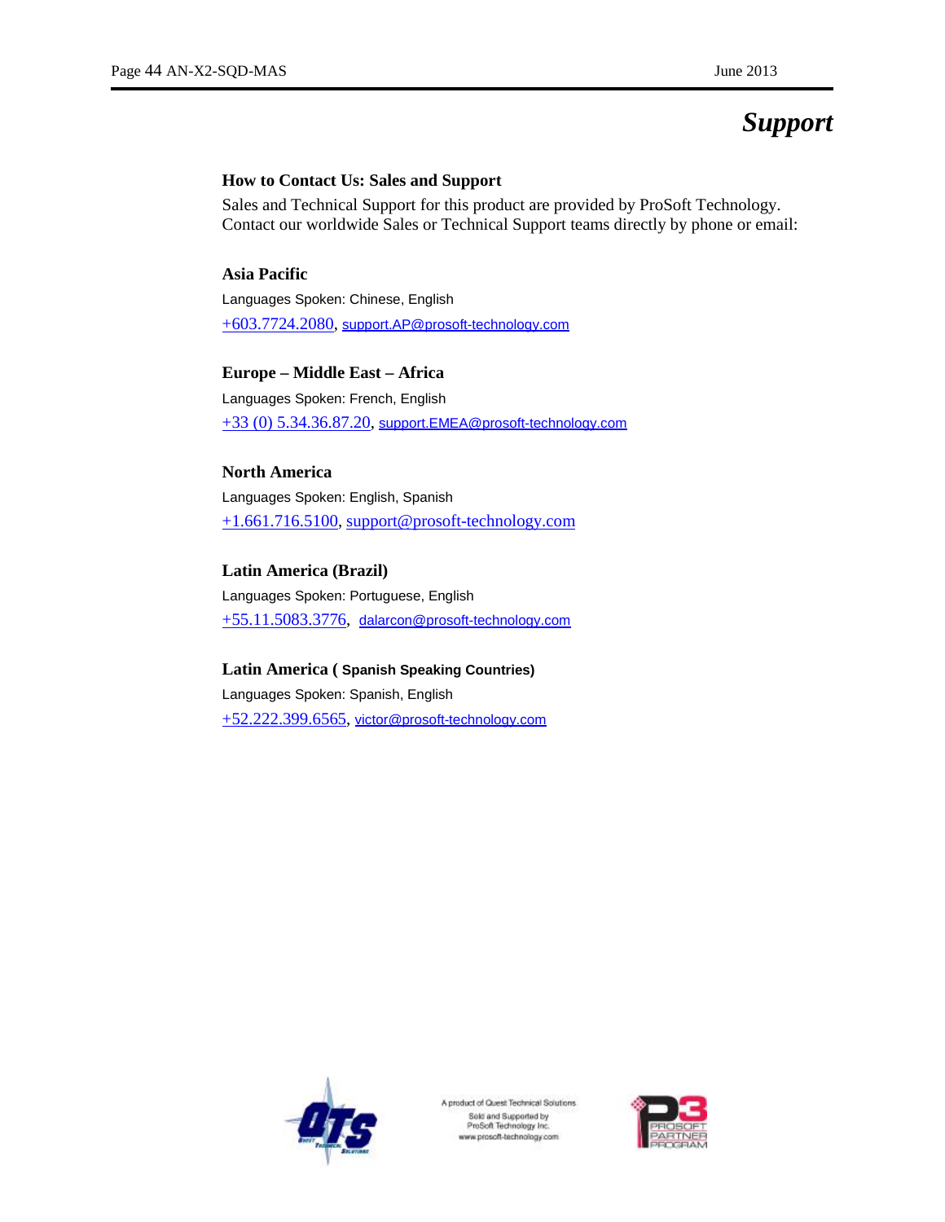# Support

## How to Contact Us: Sales and Support

Sales and Technical Support for this product are provided by ProSoft Technology. Contact our worldwide Sales or Technical Support teams directly by phone or email:

### Asia Pacific

Languages Spoken: Chinese, English

+603.7724.2080, support.AP@prosoft-technology.com

### Europe – Middle East – Africa

Languages Spoken: French, English

+33 (0) 5.34.36.87.20, support.EMEA@prosoft-technology.com

### North America

Languages Spoken: English, Spanish

+1.661.716.5100, support@prosoft-technology.com

### Latin America (Brazil)

Languages Spoken: Portuguese, English

+55.11.5083.3776, dalarcon@prosoft-technology.com

### Latin America ( Spanish Speaking Countries)

Languages Spoken: Spanish, English

+52.222.399.6565, victor@prosoft-technology.com

A product of Quest Technical Solutions
Sold and Supported by
ProSoft Technology Inc.
www.prosoft-technology.com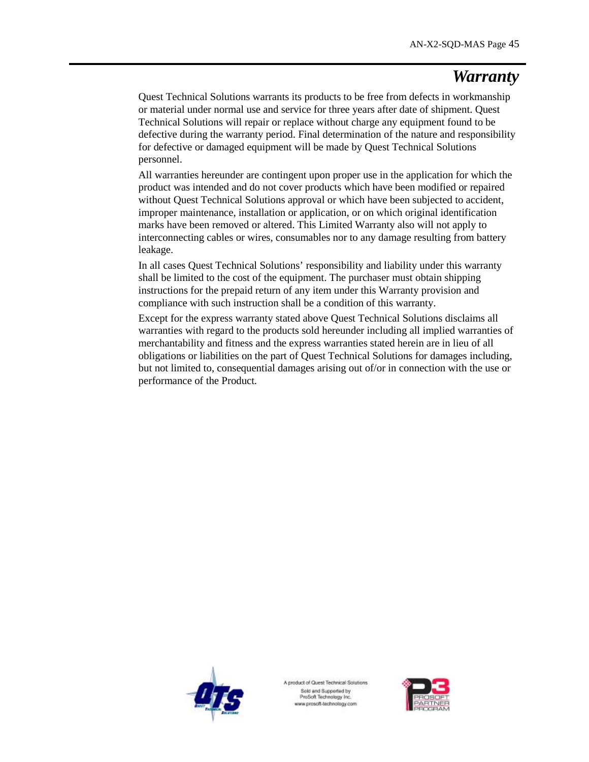# *Warranty*

Quest Technical Solutions warrants its products to be free from defects in workmanship or material under normal use and service for three years after date of shipment. Quest Technical Solutions will repair or replace without charge any equipment found to be defective during the warranty period. Final determination of the nature and responsibility for defective or damaged equipment will be made by Quest Technical Solutions personnel.

All warranties hereunder are contingent upon proper use in the application for which the product was intended and do not cover products which have been modified or repaired without Quest Technical Solutions approval or which have been subjected to accident, improper maintenance, installation or application, or on which original identification marks have been removed or altered. This Limited Warranty also will not apply to interconnecting cables or wires, consumables nor to any damage resulting from battery leakage.

In all cases Quest Technical Solutions' responsibility and liability under this warranty shall be limited to the cost of the equipment. The purchaser must obtain shipping instructions for the prepaid return of any item under this Warranty provision and compliance with such instruction shall be a condition of this warranty.

Except for the express warranty stated above Quest Technical Solutions disclaims all warranties with regard to the products sold hereunder including all implied warranties of merchantability and fitness and the express warranties stated herein are in lieu of all obligations or liabilities on the part of Quest Technical Solutions for damages including, but not limited to, consequential damages arising out of/or in connection with the use or performance of the Product.